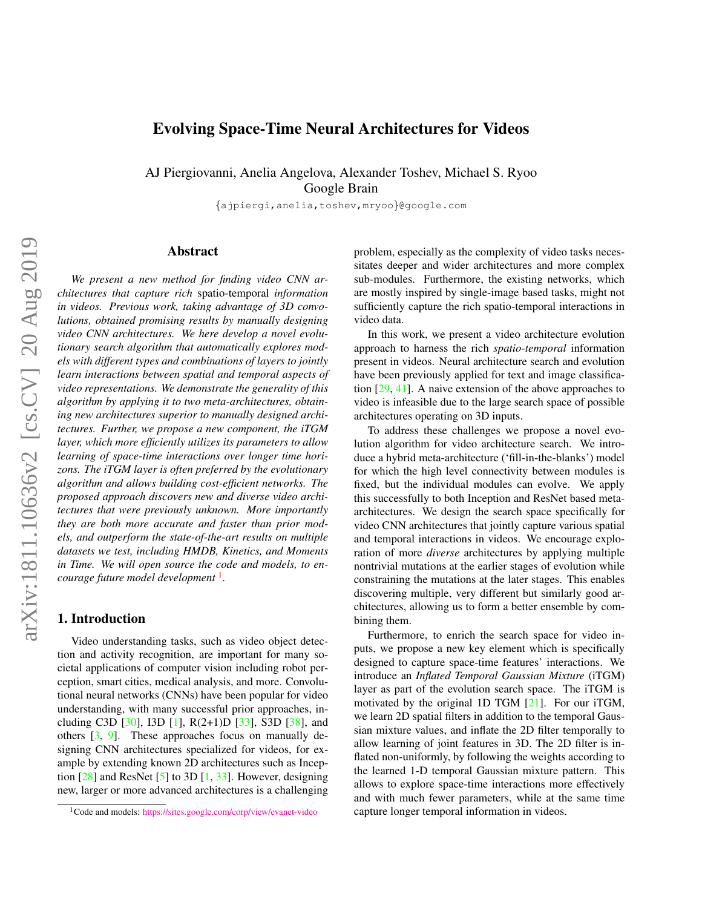# Evolving Space-Time Neural Architectures for Videos

AJ Piergiovanni, Anelia Angelova, Alexander Toshev, Michael S. Ryoo
Google Brain

{ajpiergi,anelia,toshev,mryoo}@google.com

## Abstract

*We present a new method for finding video CNN architectures that capture rich* spatio-temporal *information in videos. Previous work, taking advantage of 3D convolutions, obtained promising results by manually designing video CNN architectures. We here develop a novel evolutionary search algorithm that automatically explores models with different types and combinations of layers to jointly learn interactions between spatial and temporal aspects of video representations. We demonstrate the generality of this algorithm by applying it to two meta-architectures, obtaining new architectures superior to manually designed architectures. Further, we propose a new component, the iTGM layer, which more efficiently utilizes its parameters to allow learning of space-time interactions over longer time horizons. The iTGM layer is often preferred by the evolutionary algorithm and allows building cost-efficient networks. The proposed approach discovers new and diverse video architectures that were previously unknown. More importantly they are both more accurate and faster than prior models, and outperform the state-of-the-art results on multiple datasets we test, including HMDB, Kinetics, and Moments in Time. We will open source the code and models, to encourage future model development* [1].

## 1. Introduction

Video understanding tasks, such as video object detection and activity recognition, are important for many societal applications of computer vision including robot perception, smart cities, medical analysis, and more. Convolutional neural networks (CNNs) have been popular for video understanding, with many successful prior approaches, including C3D [30], I3D [1], R(2+1)D [33], S3D [38], and others [3, 9]. These approaches focus on manually designing CNN architectures specialized for videos, for example by extending known 2D architectures such as Inception [28] and ResNet [5] to 3D [1, 33]. However, designing new, larger or more advanced architectures is a challenging problem, especially as the complexity of video tasks necessitates deeper and wider architectures and more complex sub-modules. Furthermore, the existing networks, which are mostly inspired by single-image based tasks, might not sufficiently capture the rich spatio-temporal interactions in video data.

In this work, we present a video architecture evolution approach to harness the rich *spatio-temporal* information present in videos. Neural architecture search and evolution have been previously applied for text and image classification [29, 41]. A naive extension of the above approaches to video is infeasible due to the large search space of possible architectures operating on 3D inputs.

To address these challenges we propose a novel evolution algorithm for video architecture search. We introduce a hybrid meta-architecture ('fill-in-the-blanks') model for which the high level connectivity between modules is fixed, but the individual modules can evolve. We apply this successfully to both Inception and ResNet based meta-architectures. We design the search space specifically for video CNN architectures that jointly capture various spatial and temporal interactions in videos. We encourage exploration of more *diverse* architectures by applying multiple nontrivial mutations at the earlier stages of evolution while constraining the mutations at the later stages. This enables discovering multiple, very different but similarly good architectures, allowing us to form a better ensemble by combining them.

Furthermore, to enrich the search space for video inputs, we propose a new key element which is specifically designed to capture space-time features' interactions. We introduce an *Inflated Temporal Gaussian Mixture* (iTGM) layer as part of the evolution search space. The iTGM is motivated by the original 1D TGM [21]. For our iTGM, we learn 2D spatial filters in addition to the temporal Gaussian mixture values, and inflate the 2D filter temporally to allow learning of joint features in 3D. The 2D filter is inflated non-uniformly, by following the weights according to the learned 1-D temporal Gaussian mixture pattern. This allows to explore space-time interactions more effectively and with much fewer parameters, while at the same time capture longer temporal information in videos.

[1] Code and models: https://sites.google.com/corp/view/evanet-video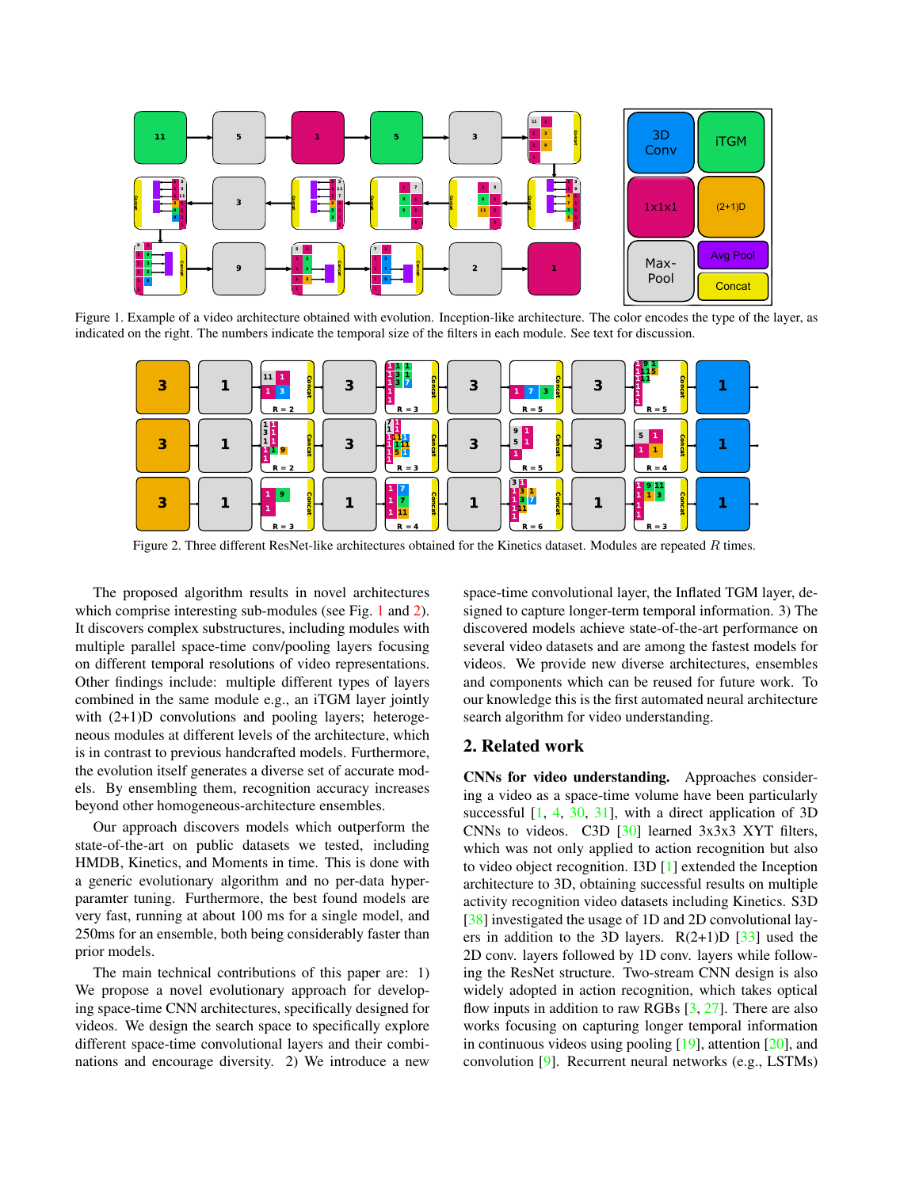Figure 1. Example of a video architecture obtained with evolution. Inception-like architecture. The color encodes the type of the layer, as indicated on the right. The numbers indicate the temporal size of the filters in each module. See text for discussion.

Figure 2. Three different ResNet-like architectures obtained for the Kinetics dataset. Modules are repeated $R$ times.

The proposed algorithm results in novel architectures which comprise interesting sub-modules (see Fig. 1 and 2). It discovers complex substructures, including modules with multiple parallel space-time conv/pooling layers focusing on different temporal resolutions of video representations. Other findings include: multiple different types of layers combined in the same module e.g., an iTGM layer jointly with (2+1)D convolutions and pooling layers; heterogeneous modules at different levels of the architecture, which is in contrast to previous handcrafted models. Furthermore, the evolution itself generates a diverse set of accurate models. By ensembling them, recognition accuracy increases beyond other homogeneous-architecture ensembles.

Our approach discovers models which outperform the state-of-the-art on public datasets we tested, including HMDB, Kinetics, and Moments in time. This is done with a generic evolutionary algorithm and no per-data hyperparamter tuning. Furthermore, the best found models are very fast, running at about 100 ms for a single model, and 250ms for an ensemble, both being considerably faster than prior models.

The main technical contributions of this paper are: 1) We propose a novel evolutionary approach for developing space-time CNN architectures, specifically designed for videos. We design the search space to specifically explore different space-time convolutional layers and their combinations and encourage diversity. 2) We introduce a new space-time convolutional layer, the Inflated TGM layer, designed to capture longer-term temporal information. 3) The discovered models achieve state-of-the-art performance on several video datasets and are among the fastest models for videos. We provide new diverse architectures, ensembles and components which can be reused for future work. To our knowledge this is the first automated neural architecture search algorithm for video understanding.

## 2. Related work

**CNNs for video understanding.** Approaches considering a video as a space-time volume have been particularly successful [1, 4, 30, 31], with a direct application of 3D CNNs to videos. C3D [30] learned 3x3x3 XYT filters, which was not only applied to action recognition but also to video object recognition. I3D [1] extended the Inception architecture to 3D, obtaining successful results on multiple activity recognition video datasets including Kinetics. S3D [38] investigated the usage of 1D and 2D convolutional layers in addition to the 3D layers. R(2+1)D [33] used the 2D conv. layers followed by 1D conv. layers while following the ResNet structure. Two-stream CNN design is also widely adopted in action recognition, which takes optical flow inputs in addition to raw RGBs [3, 27]. There are also works focusing on capturing longer temporal information in continuous videos using pooling [19], attention [20], and convolution [9]. Recurrent neural networks (e.g., LSTMs)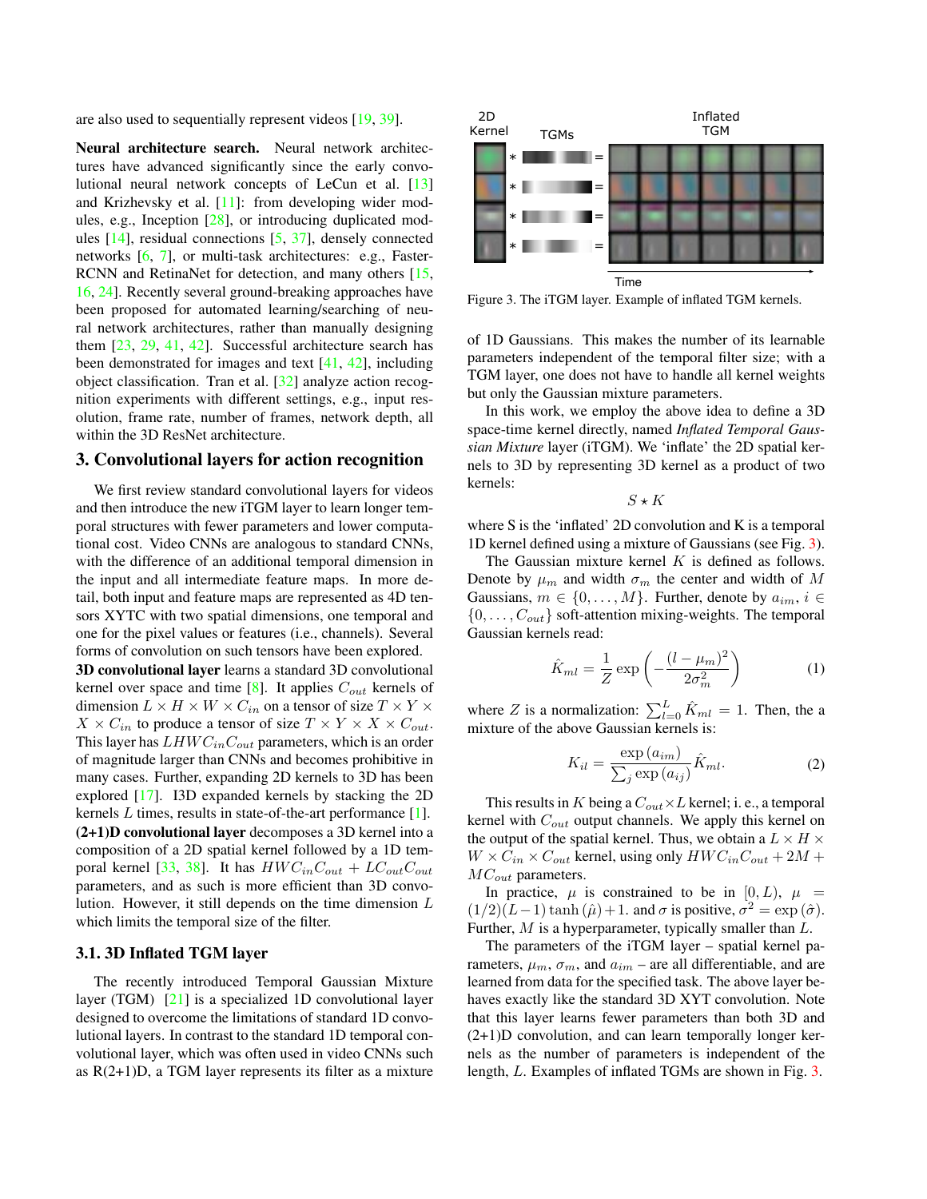are also used to sequentially represent videos [19, 39].

**Neural architecture search.** Neural network architectures have advanced significantly since the early convolutional neural network concepts of LeCun et al. [13] and Krizhevsky et al. [11]: from developing wider modules, e.g., Inception [28], or introducing duplicated modules [14], residual connections [5, 37], densely connected networks [6, 7], or multi-task architectures: e.g., Faster-RCNN and RetinaNet for detection, and many others [15, 16, 24]. Recently several ground-breaking approaches have been proposed for automated learning/searching of neural network architectures, rather than manually designing them [23, 29, 41, 42]. Successful architecture search has been demonstrated for images and text [41, 42], including object classification. Tran et al. [32] analyze action recognition experiments with different settings, e.g., input resolution, frame rate, number of frames, network depth, all within the 3D ResNet architecture.

## 3. Convolutional layers for action recognition

We first review standard convolutional layers for videos and then introduce the new iTGM layer to learn longer temporal structures with fewer parameters and lower computational cost. Video CNNs are analogous to standard CNNs, with the difference of an additional temporal dimension in the input and all intermediate feature maps. In more detail, both input and feature maps are represented as 4D tensors XYTC with two spatial dimensions, one temporal and one for the pixel values or features (i.e., channels). Several forms of convolution on such tensors have been explored.

**3D convolutional layer** learns a standard 3D convolutional kernel over space and time [8]. It applies $C_{out}$ kernels of dimension $L \times H \times W \times C_{in}$ on a tensor of size $T \times Y \times X \times C_{in}$ to produce a tensor of size $T \times Y \times X \times C_{out}$. This layer has $LHWC_{in}C_{out}$ parameters, which is an order of magnitude larger than CNNs and becomes prohibitive in many cases. Further, expanding 2D kernels to 3D has been explored [17]. I3D expanded kernels by stacking the 2D kernels $L$ times, results in state-of-the-art performance [1].

**(2+1)D convolutional layer** decomposes a 3D kernel into a composition of a 2D spatial kernel followed by a 1D temporal kernel [33, 38]. It has $HWC_{in}C_{out} + LC_{out}C_{out}$ parameters, and as such is more efficient than 3D convolution. However, it still depends on the time dimension $L$ which limits the temporal size of the filter.

### 3.1. 3D Inflated TGM layer

The recently introduced Temporal Gaussian Mixture layer (TGM) [21] is a specialized 1D convolutional layer designed to overcome the limitations of standard 1D convolutional layers. In contrast to the standard 1D temporal convolutional layer, which was often used in video CNNs such as R(2+1)D, a TGM layer represents its filter as a mixture of 1D Gaussians. This makes the number of its learnable parameters independent of the temporal filter size; with a TGM layer, one does not have to handle all kernel weights but only the Gaussian mixture parameters.

Figure 3. The iTGM layer. Example of inflated TGM kernels.

In this work, we employ the above idea to define a 3D space-time kernel directly, named *Inflated Temporal Gaussian Mixture* layer (iTGM). We 'inflate' the 2D spatial kernels to 3D by representing 3D kernel as a product of two kernels:

$$S \star K$$

where S is the 'inflated' 2D convolution and K is a temporal 1D kernel defined using a mixture of Gaussians (see Fig. 3).

The Gaussian mixture kernel $K$ is defined as follows. Denote by $\mu_m$ and width $\sigma_m$ the center and width of $M$ Gaussians, $m \in \{0, \dots, M\}$. Further, denote by $a_{im}$, $i \in \{0, \dots, C_{out}\}$ soft-attention mixing-weights. The temporal Gaussian kernels read:

$$\hat{K}_{ml} = \frac{1}{Z} \exp\left(-\frac{(l - \mu_m)^2}{2\sigma_m^2}\right) \tag{1}$$

where $Z$ is a normalization: $\sum_{l=0}^{L} \hat{K}_{ml} = 1$. Then, the a mixture of the above Gaussian kernels is:

$$K_{il} = \frac{\exp(a_{im})}{\sum_j \exp(a_{ij})} \hat{K}_{ml}. \tag{2}$$

This results in $K$ being a $C_{out} \times L$ kernel; i. e., a temporal kernel with $C_{out}$ output channels. We apply this kernel on the output of the spatial kernel. Thus, we obtain a $L \times H \times W \times C_{in} \times C_{out}$ kernel, using only $HWC_{in}C_{out} + 2M + MC_{out}$ parameters.

In practice, $\mu$ is constrained to be in $[0, L)$, $\mu = (1/2)(L-1)\tanh(\hat{\mu})+1$. and $\sigma$ is positive, $\sigma^2 = \exp(\hat{\sigma})$. Further, $M$ is a hyperparameter, typically smaller than $L$.

The parameters of the iTGM layer – spatial kernel parameters, $\mu_m$, $\sigma_m$, and $a_{im}$ – are all differentiable, and are learned from data for the specified task. The above layer behaves exactly like the standard 3D XYT convolution. Note that this layer learns fewer parameters than both 3D and (2+1)D convolution, and can learn temporally longer kernels as the number of parameters is independent of the length, $L$. Examples of inflated TGMs are shown in Fig. 3.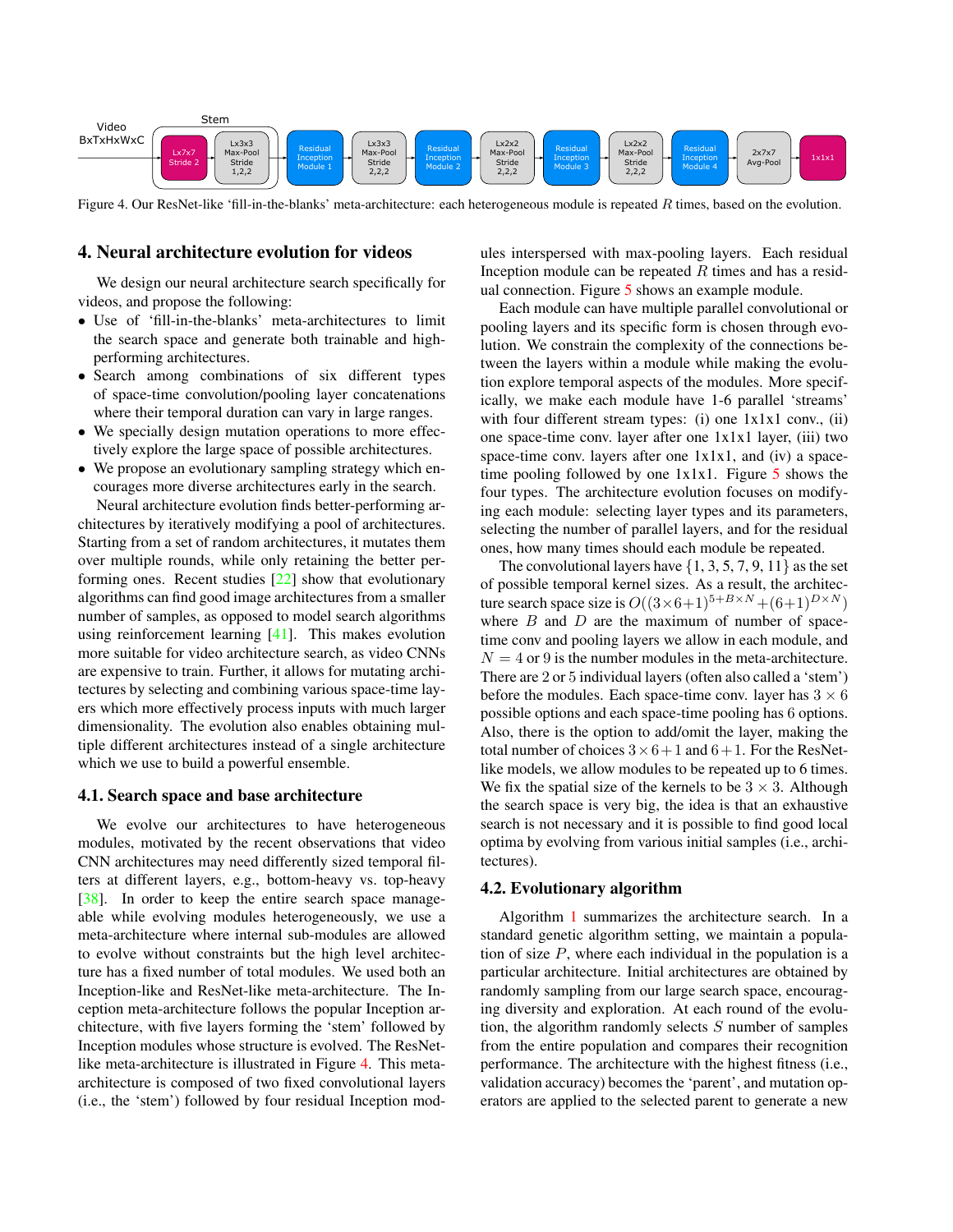Figure 4. Our ResNet-like 'fill-in-the-blanks' meta-architecture: each heterogeneous module is repeated $R$ times, based on the evolution.

## 4. Neural architecture evolution for videos

We design our neural architecture search specifically for videos, and propose the following:

- Use of 'fill-in-the-blanks' meta-architectures to limit the search space and generate both trainable and high-performing architectures.
- Search among combinations of six different types of space-time convolution/pooling layer concatenations where their temporal duration can vary in large ranges.
- We specially design mutation operations to more effectively explore the large space of possible architectures.
- We propose an evolutionary sampling strategy which encourages more diverse architectures early in the search.

Neural architecture evolution finds better-performing architectures by iteratively modifying a pool of architectures. Starting from a set of random architectures, it mutates them over multiple rounds, while only retaining the better performing ones. Recent studies [22] show that evolutionary algorithms can find good image architectures from a smaller number of samples, as opposed to model search algorithms using reinforcement learning [41]. This makes evolution more suitable for video architecture search, as video CNNs are expensive to train. Further, it allows for mutating architectures by selecting and combining various space-time layers which more effectively process inputs with much larger dimensionality. The evolution also enables obtaining multiple different architectures instead of a single architecture which we use to build a powerful ensemble.

### 4.1. Search space and base architecture

We evolve our architectures to have heterogeneous modules, motivated by the recent observations that video CNN architectures may need differently sized temporal filters at different layers, e.g., bottom-heavy vs. top-heavy [38]. In order to keep the entire search space manageable while evolving modules heterogeneously, we use a meta-architecture where internal sub-modules are allowed to evolve without constraints but the high level architecture has a fixed number of total modules. We used both an Inception-like and ResNet-like meta-architecture. The Inception meta-architecture follows the popular Inception architecture, with five layers forming the 'stem' followed by Inception modules whose structure is evolved. The ResNet-like meta-architecture is illustrated in Figure 4. This meta-architecture is composed of two fixed convolutional layers (i.e., the 'stem') followed by four residual Inception modules interspersed with max-pooling layers. Each residual Inception module can be repeated $R$ times and has a residual connection. Figure 5 shows an example module.

Each module can have multiple parallel convolutional or pooling layers and its specific form is chosen through evolution. We constrain the complexity of the connections between the layers within a module while making the evolution explore temporal aspects of the modules. More specifically, we make each module have 1-6 parallel 'streams' with four different stream types: (i) one 1x1x1 conv., (ii) one space-time conv. layer after one 1x1x1 layer, (iii) two space-time conv. layers after one 1x1x1, and (iv) a space-time pooling followed by one 1x1x1. Figure 5 shows the four types. The architecture evolution focuses on modifying each module: selecting layer types and its parameters, selecting the number of parallel layers, and for the residual ones, how many times should each module be repeated.

The convolutional layers have $\{1, 3, 5, 7, 9, 11\}$ as the set of possible temporal kernel sizes. As a result, the architecture search space size is $O((3\times6+1)^{5+B\times N}+(6+1)^{D\times N})$ where $B$ and $D$ are the maximum of number of space-time conv and pooling layers we allow in each module, and $N = 4$ or $9$ is the number modules in the meta-architecture. There are 2 or 5 individual layers (often also called a 'stem') before the modules. Each space-time conv. layer has $3 \times 6$ possible options and each space-time pooling has 6 options. Also, there is the option to add/omit the layer, making the total number of choices $3\times6+1$ and $6+1$. For the ResNet-like models, we allow modules to be repeated up to 6 times. We fix the spatial size of the kernels to be $3 \times 3$. Although the search space is very big, the idea is that an exhaustive search is not necessary and it is possible to find good local optima by evolving from various initial samples (i.e., architectures).

### 4.2. Evolutionary algorithm

Algorithm 1 summarizes the architecture search. In a standard genetic algorithm setting, we maintain a population of size $P$, where each individual in the population is a particular architecture. Initial architectures are obtained by randomly sampling from our large search space, encouraging diversity and exploration. At each round of the evolution, the algorithm randomly selects $S$ number of samples from the entire population and compares their recognition performance. The architecture with the highest fitness (i.e., validation accuracy) becomes the 'parent', and mutation operators are applied to the selected parent to generate a new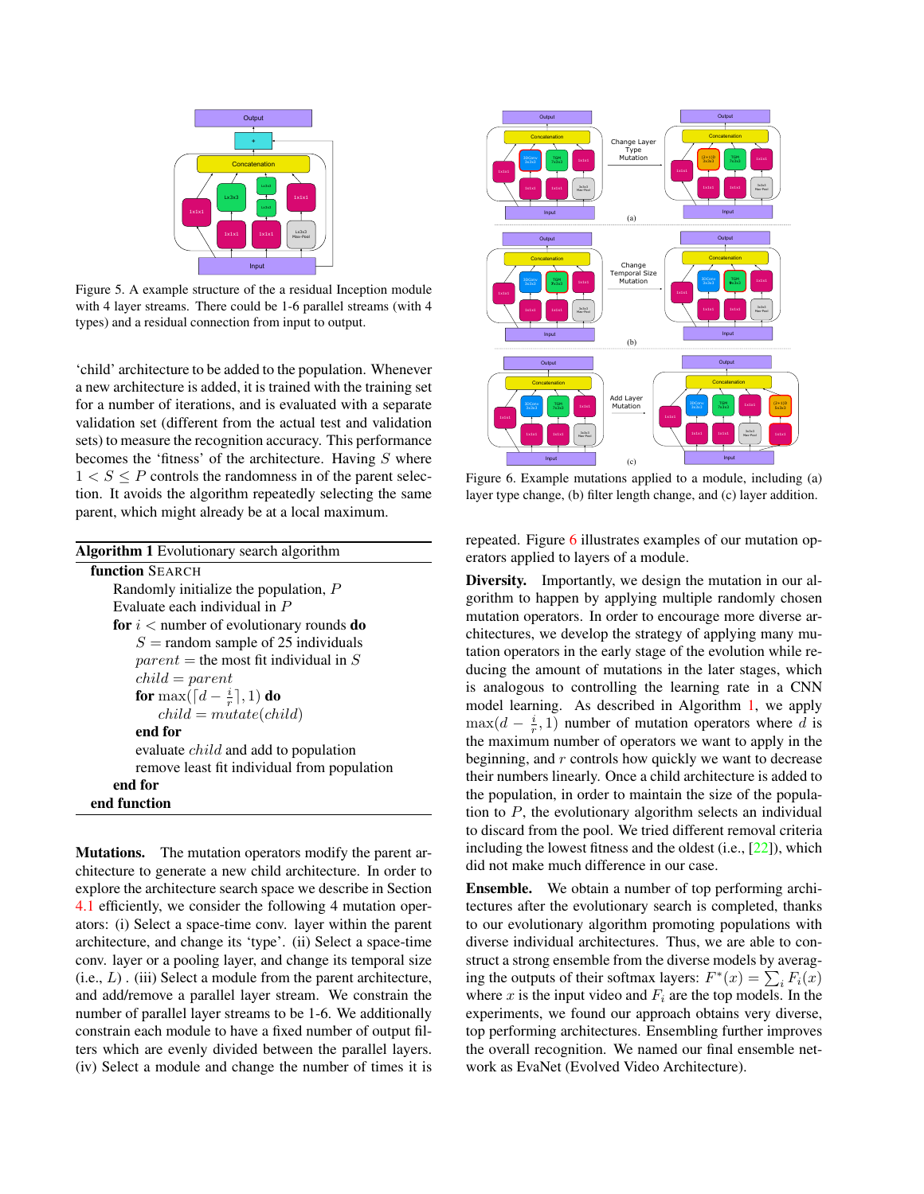Figure 5. A example structure of the a residual Inception module with 4 layer streams. There could be 1-6 parallel streams (with 4 types) and a residual connection from input to output.

'child' architecture to be added to the population. Whenever a new architecture is added, it is trained with the training set for a number of iterations, and is evaluated with a separate validation set (different from the actual test and validation sets) to measure the recognition accuracy. This performance becomes the 'fitness' of the architecture. Having $S$ where $1 < S \leq P$ controls the randomness in of the parent selection. It avoids the algorithm repeatedly selecting the same parent, which might already be at a local maximum.

**Algorithm 1** Evolutionary search algorithm

```
function SEARCH
    Randomly initialize the population, P
    Evaluate each individual in P
    for i < number of evolutionary rounds do
        S = random sample of 25 individuals
        parent = the most fit individual in S
        child = parent
        for max(⌈d − i/r⌉, 1) do
            child = mutate(child)
        end for
        evaluate child and add to population
        remove least fit individual from population
    end for
end function
```

**Mutations.** The mutation operators modify the parent architecture to generate a new child architecture. In order to explore the architecture search space we describe in Section 4.1 efficiently, we consider the following 4 mutation operators: (i) Select a space-time conv. layer within the parent architecture, and change its 'type'. (ii) Select a space-time conv. layer or a pooling layer, and change its temporal size (i.e., $L$) . (iii) Select a module from the parent architecture, and add/remove a parallel layer stream. We constrain the number of parallel layer streams to be 1-6. We additionally constrain each module to have a fixed number of output filters which are evenly divided between the parallel layers. (iv) Select a module and change the number of times it is repeated. Figure 6 illustrates examples of our mutation operators applied to layers of a module.

Figure 6. Example mutations applied to a module, including (a) layer type change, (b) filter length change, and (c) layer addition.

**Diversity.** Importantly, we design the mutation in our algorithm to happen by applying multiple randomly chosen mutation operators. In order to encourage more diverse architectures, we develop the strategy of applying many mutation operators in the early stage of the evolution while reducing the amount of mutations in the later stages, which is analogous to controlling the learning rate in a CNN model learning. As described in Algorithm 1, we apply $\max(d - \frac{i}{r}, 1)$ number of mutation operators where $d$ is the maximum number of operators we want to apply in the beginning, and $r$ controls how quickly we want to decrease their numbers linearly. Once a child architecture is added to the population, in order to maintain the size of the population to $P$, the evolutionary algorithm selects an individual to discard from the pool. We tried different removal criteria including the lowest fitness and the oldest (i.e., [22]), which did not make much difference in our case.

**Ensemble.** We obtain a number of top performing architectures after the evolutionary search is completed, thanks to our evolutionary algorithm promoting populations with diverse individual architectures. Thus, we are able to construct a strong ensemble from the diverse models by averaging the outputs of their softmax layers: $F^*(x) = \sum_i F_i(x)$ where $x$ is the input video and $F_i$ are the top models. In the experiments, we found our approach obtains very diverse, top performing architectures. Ensembling further improves the overall recognition. We named our final ensemble network as EvaNet (Evolved Video Architecture).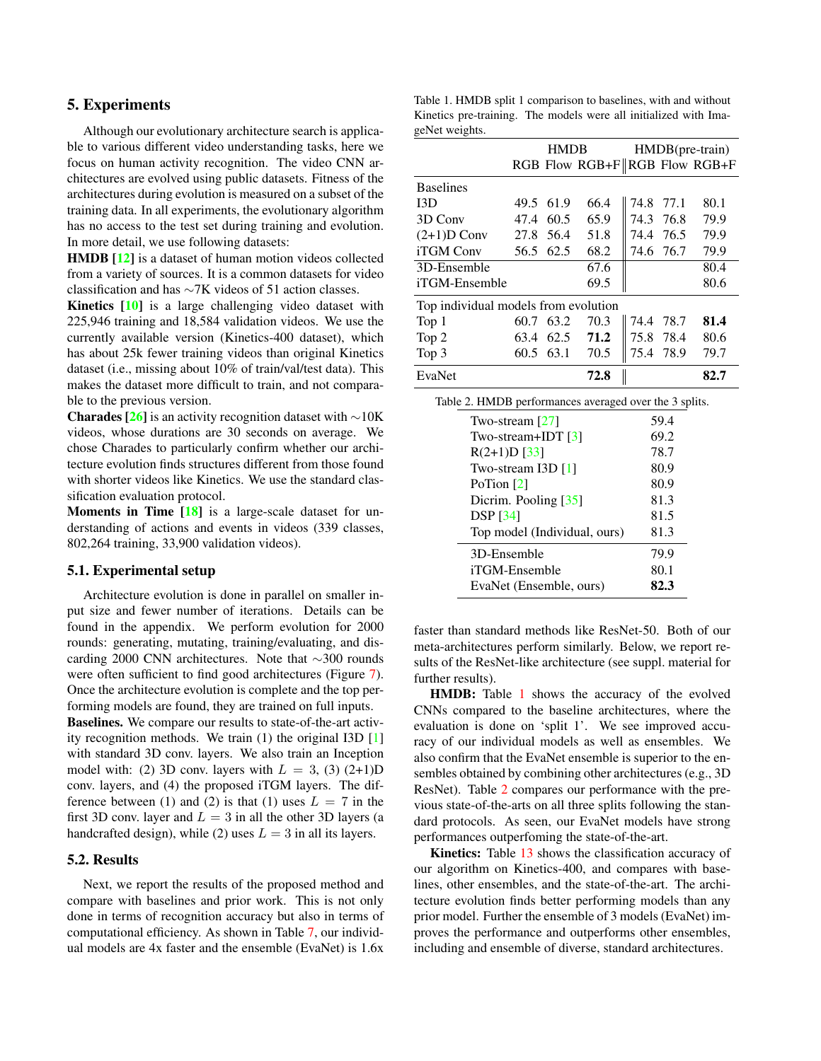## 5. Experiments

Although our evolutionary architecture search is applicable to various different video understanding tasks, here we focus on human activity recognition. The video CNN architectures are evolved using public datasets. Fitness of the architectures during evolution is measured on a subset of the training data. In all experiments, the evolutionary algorithm has no access to the test set during training and evolution. In more detail, we use following datasets:

**HMDB [12]** is a dataset of human motion videos collected from a variety of sources. It is a common datasets for video classification and has ∼7K videos of 51 action classes.

**Kinetics [10]** is a large challenging video dataset with 225,946 training and 18,584 validation videos. We use the currently available version (Kinetics-400 dataset), which has about 25k fewer training videos than original Kinetics dataset (i.e., missing about 10% of train/val/test data). This makes the dataset more difficult to train, and not comparable to the previous version.

**Charades [26]** is an activity recognition dataset with ∼10K videos, whose durations are 30 seconds on average. We chose Charades to particularly confirm whether our architecture evolution finds structures different from those found with shorter videos like Kinetics. We use the standard classification evaluation protocol.

**Moments in Time [18]** is a large-scale dataset for understanding of actions and events in videos (339 classes, 802,264 training, 33,900 validation videos).

### 5.1. Experimental setup

Architecture evolution is done in parallel on smaller input size and fewer number of iterations. Details can be found in the appendix. We perform evolution for 2000 rounds: generating, mutating, training/evaluating, and discarding 2000 CNN architectures. Note that ∼300 rounds were often sufficient to find good architectures (Figure 7). Once the architecture evolution is complete and the top performing models are found, they are trained on full inputs.

**Baselines.** We compare our results to state-of-the-art activity recognition methods. We train (1) the original I3D [1] with standard 3D conv. layers. We also train an Inception model with: (2) 3D conv. layers with $L = 3$, (3) (2+1)D conv. layers, and (4) the proposed iTGM layers. The difference between (1) and (2) is that (1) uses $L = 7$ in the first 3D conv. layer and $L = 3$ in all the other 3D layers (a handcrafted design), while (2) uses $L = 3$ in all its layers.

### 5.2. Results

Next, we report the results of the proposed method and compare with baselines and prior work. This is not only done in terms of recognition accuracy but also in terms of computational efficiency. As shown in Table 7, our individual models are 4x faster and the ensemble (EvaNet) is 1.6x faster than standard methods like ResNet-50. Both of our meta-architectures perform similarly. Below, we report results of the ResNet-like architecture (see suppl. material for further results).

Table 1. HMDB split 1 comparison to baselines, with and without Kinetics pre-training. The models were all initialized with ImageNet weights.

| | HMDB | | | HMDB(pre-train) | | |
|---|---|---|---|---|---|---|
| | RGB | Flow | RGB+F | RGB | Flow | RGB+F |
| Baselines | | | | | | |
| I3D | 49.5 | 61.9 | 66.4 | 74.8 | 77.1 | 80.1 |
| 3D Conv | 47.4 | 60.5 | 65.9 | 74.3 | 76.8 | 79.9 |
| (2+1)D Conv | 27.8 | 56.4 | 51.8 | 74.4 | 76.5 | 79.9 |
| iTGM Conv | 56.5 | 62.5 | 68.2 | 74.6 | 76.7 | 79.9 |
| 3D-Ensemble | | | 67.6 | | | 80.4 |
| iTGM-Ensemble | | | 69.5 | | | 80.6 |
| Top individual models from evolution | | | | | | |
| Top 1 | 60.7 | 63.2 | 70.3 | 74.4 | 78.7 | **81.4** |
| Top 2 | 63.4 | 62.5 | **71.2** | 75.8 | 78.4 | 80.6 |
| Top 3 | 60.5 | 63.1 | 70.5 | 75.4 | 78.9 | 79.7 |
| EvaNet | | | **72.8** | | | **82.7** |

Table 2. HMDB performances averaged over the 3 splits.

| | |
|---|---|
| Two-stream [27] | 59.4 |
| Two-stream+IDT [3] | 69.2 |
| R(2+1)D [33] | 78.7 |
| Two-stream I3D [1] | 80.9 |
| PoTion [2] | 80.9 |
| Dicrim. Pooling [35] | 81.3 |
| DSP [34] | 81.5 |
| Top model (Individual, ours) | 81.3 |
| 3D-Ensemble | 79.9 |
| iTGM-Ensemble | 80.1 |
| EvaNet (Ensemble, ours) | **82.3** |

**HMDB:** Table 1 shows the accuracy of the evolved CNNs compared to the baseline architectures, where the evaluation is done on 'split 1'. We see improved accuracy of our individual models as well as ensembles. We also confirm that the EvaNet ensemble is superior to the ensembles obtained by combining other architectures (e.g., 3D ResNet). Table 2 compares our performance with the previous state-of-the-arts on all three splits following the standard protocols. As seen, our EvaNet models have strong performances outperfoming the state-of-the-art.

**Kinetics:** Table 13 shows the classification accuracy of our algorithm on Kinetics-400, and compares with baselines, other ensembles, and the state-of-the-art. The architecture evolution finds better performing models than any prior model. Further the ensemble of 3 models (EvaNet) improves the performance and outperforms other ensembles, including and ensemble of diverse, standard architectures.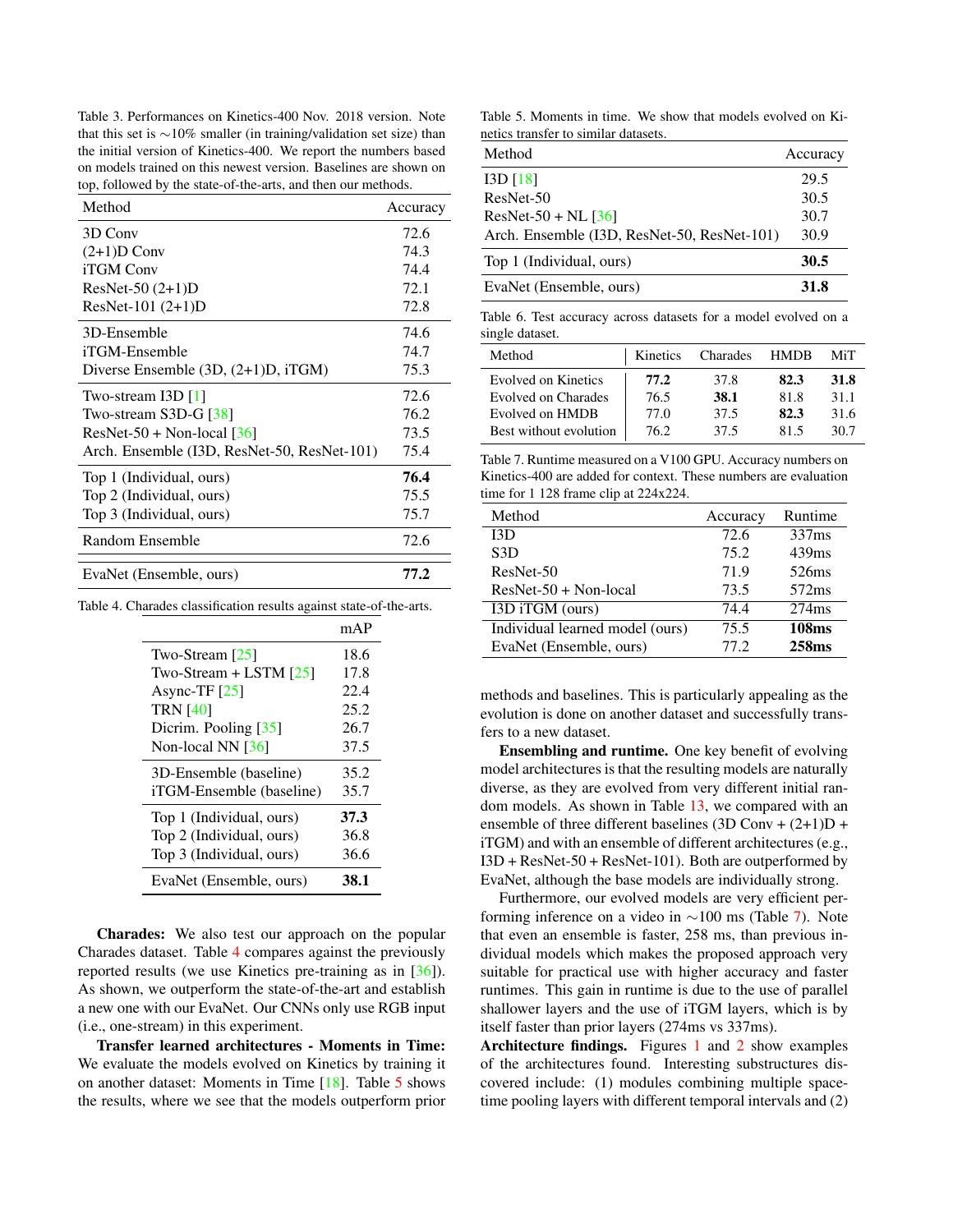Table 3. Performances on Kinetics-400 Nov. 2018 version. Note that this set is ∼10% smaller (in training/validation set size) than the initial version of Kinetics-400. We report the numbers based on models trained on this newest version. Baselines are shown on top, followed by the state-of-the-arts, and then our methods.

| Method | Accuracy |
|---|---|
| 3D Conv | 72.6 |
| (2+1)D Conv | 74.3 |
| iTGM Conv | 74.4 |
| ResNet-50 (2+1)D | 72.1 |
| ResNet-101 (2+1)D | 72.8 |
| 3D-Ensemble | 74.6 |
| iTGM-Ensemble | 74.7 |
| Diverse Ensemble (3D, (2+1)D, iTGM) | 75.3 |
| Two-stream I3D [1] | 72.6 |
| Two-stream S3D-G [38] | 76.2 |
| ResNet-50 + Non-local [36] | 73.5 |
| Arch. Ensemble (I3D, ResNet-50, ResNet-101) | 75.4 |
| Top 1 (Individual, ours) | **76.4** |
| Top 2 (Individual, ours) | 75.5 |
| Top 3 (Individual, ours) | 75.7 |
| Random Ensemble | 72.6 |
| EvaNet (Ensemble, ours) | **77.2** |

Table 4. Charades classification results against state-of-the-arts.

| | mAP |
|---|---|
| Two-Stream [25] | 18.6 |
| Two-Stream + LSTM [25] | 17.8 |
| Async-TF [25] | 22.4 |
| TRN [40] | 25.2 |
| Dicrim. Pooling [35] | 26.7 |
| Non-local NN [36] | 37.5 |
| 3D-Ensemble (baseline) | 35.2 |
| iTGM-Ensemble (baseline) | 35.7 |
| Top 1 (Individual, ours) | **37.3** |
| Top 2 (Individual, ours) | 36.8 |
| Top 3 (Individual, ours) | 36.6 |
| EvaNet (Ensemble, ours) | **38.1** |

**Charades:** We also test our approach on the popular Charades dataset. Table 4 compares against the previously reported results (we use Kinetics pre-training as in [36]). As shown, we outperform the state-of-the-art and establish a new one with our EvaNet. Our CNNs only use RGB input (i.e., one-stream) in this experiment.

**Transfer learned architectures - Moments in Time:** We evaluate the models evolved on Kinetics by training it on another dataset: Moments in Time [18]. Table 5 shows the results, where we see that the models outperform prior methods and baselines. This is particularly appealing as the evolution is done on another dataset and successfully transfers to a new dataset.

Table 5. Moments in time. We show that models evolved on Kinetics transfer to similar datasets.

| Method | Accuracy |
|---|---|
| I3D [18] | 29.5 |
| ResNet-50 | 30.5 |
| ResNet-50 + NL [36] | 30.7 |
| Arch. Ensemble (I3D, ResNet-50, ResNet-101) | 30.9 |
| Top 1 (Individual, ours) | **30.5** |
| EvaNet (Ensemble, ours) | **31.8** |

Table 6. Test accuracy across datasets for a model evolved on a single dataset.

| Method | Kinetics | Charades | HMDB | MiT |
|---|---|---|---|---|
| Evolved on Kinetics | **77.2** | 37.8 | **82.3** | **31.8** |
| Evolved on Charades | 76.5 | **38.1** | 81.8 | 31.1 |
| Evolved on HMDB | 77.0 | 37.5 | **82.3** | 31.6 |
| Best without evolution | 76.2 | 37.5 | 81.5 | 30.7 |

Table 7. Runtime measured on a V100 GPU. Accuracy numbers on Kinetics-400 are added for context. These numbers are evaluation time for 1 128 frame clip at 224x224.

| Method | Accuracy | Runtime |
|---|---|---|
| I3D | 72.6 | 337ms |
| S3D | 75.2 | 439ms |
| ResNet-50 | 71.9 | 526ms |
| ResNet-50 + Non-local | 73.5 | 572ms |
| I3D iTGM (ours) | 74.4 | 274ms |
| Individual learned model (ours) | 75.5 | **108ms** |
| EvaNet (Ensemble, ours) | 77.2 | **258ms** |

**Ensembling and runtime.** One key benefit of evolving model architectures is that the resulting models are naturally diverse, as they are evolved from very different initial random models. As shown in Table 13, we compared with an ensemble of three different baselines (3D Conv + (2+1)D + iTGM) and with an ensemble of different architectures (e.g., I3D + ResNet-50 + ResNet-101). Both are outperformed by EvaNet, although the base models are individually strong.

Furthermore, our evolved models are very efficient performing inference on a video in ∼100 ms (Table 7). Note that even an ensemble is faster, 258 ms, than previous individual models which makes the proposed approach very suitable for practical use with higher accuracy and faster runtimes. This gain in runtime is due to the use of parallel shallower layers and the use of iTGM layers, which is by itself faster than prior layers (274ms vs 337ms).

**Architecture findings.** Figures 1 and 2 show examples of the architectures found. Interesting substructures discovered include: (1) modules combining multiple space-time pooling layers with different temporal intervals and (2)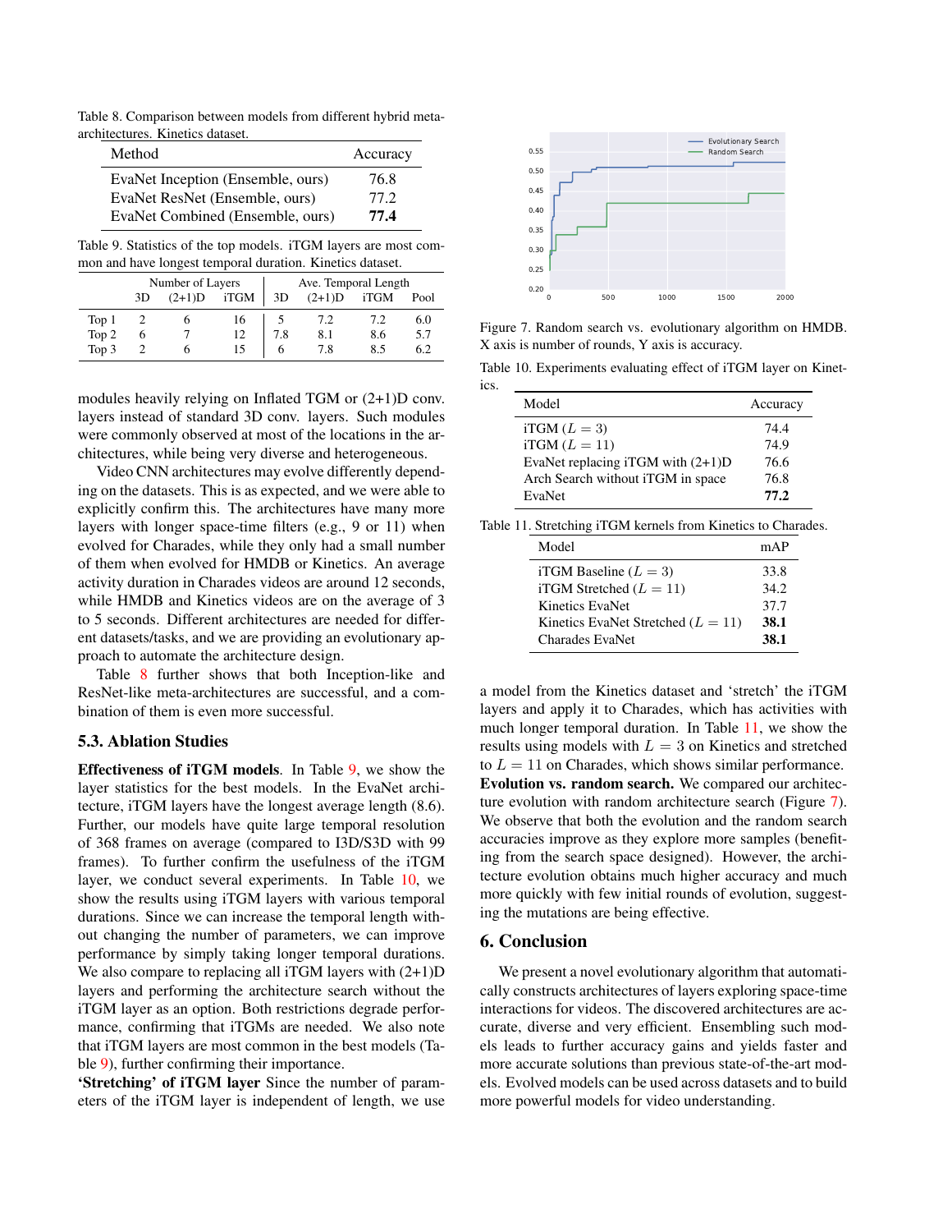Table 8. Comparison between models from different hybrid meta-architectures. Kinetics dataset.

| Method | Accuracy |
|---|---|
| EvaNet Inception (Ensemble, ours) | 76.8 |
| EvaNet ResNet (Ensemble, ours) | 77.2 |
| EvaNet Combined (Ensemble, ours) | **77.4** |

Table 9. Statistics of the top models. iTGM layers are most common and have longest temporal duration. Kinetics dataset.

| | Number of Layers | | | Ave. Temporal Length | | | |
|---|---|---|---|---|---|---|---|
| | 3D | (2+1)D | iTGM | 3D | (2+1)D | iTGM | Pool |
| Top 1 | 2 | 6 | 16 | 5 | 7.2 | 7.2 | 6.0 |
| Top 2 | 6 | 7 | 12 | 7.8 | 8.1 | 8.6 | 5.7 |
| Top 3 | 2 | 6 | 15 | 6 | 7.8 | 8.5 | 6.2 |

modules heavily relying on Inflated TGM or (2+1)D conv. layers instead of standard 3D conv. layers. Such modules were commonly observed at most of the locations in the architectures, while being very diverse and heterogeneous.

Video CNN architectures may evolve differently depending on the datasets. This is as expected, and we were able to explicitly confirm this. The architectures have many more layers with longer space-time filters (e.g., 9 or 11) when evolved for Charades, while they only had a small number of them when evolved for HMDB or Kinetics. An average activity duration in Charades videos are around 12 seconds, while HMDB and Kinetics videos are on the average of 3 to 5 seconds. Different architectures are needed for different datasets/tasks, and we are providing an evolutionary approach to automate the architecture design.

Table 8 further shows that both Inception-like and ResNet-like meta-architectures are successful, and a combination of them is even more successful.

### 5.3. Ablation Studies

**Effectiveness of iTGM models**. In Table 9, we show the layer statistics for the best models. In the EvaNet architecture, iTGM layers have the longest average length (8.6). Further, our models have quite large temporal resolution of 368 frames on average (compared to I3D/S3D with 99 frames). To further confirm the usefulness of the iTGM layer, we conduct several experiments. In Table 10, we show the results using iTGM layers with various temporal durations. Since we can increase the temporal length without changing the number of parameters, we can improve performance by simply taking longer temporal durations. We also compare to replacing all iTGM layers with (2+1)D layers and performing the architecture search without the iTGM layer as an option. Both restrictions degrade performance, confirming that iTGMs are needed. We also note that iTGM layers are most common in the best models (Table 9), further confirming their importance.

**'Stretching' of iTGM layer** Since the number of parameters of the iTGM layer is independent of length, we use a model from the Kinetics dataset and 'stretch' the iTGM layers and apply it to Charades, which has activities with much longer temporal duration. In Table 11, we show the results using models with $L = 3$ on Kinetics and stretched to $L = 11$ on Charades, which shows similar performance.

**Evolution vs. random search.** We compared our architecture evolution with random architecture search (Figure 7). We observe that both the evolution and the random search accuracies improve as they explore more samples (benefiting from the search space designed). However, the architecture evolution obtains much higher accuracy and much more quickly with few initial rounds of evolution, suggesting the mutations are being effective.

Figure 7. Random search vs. evolutionary algorithm on HMDB. X axis is number of rounds, Y axis is accuracy.

Table 10. Experiments evaluating effect of iTGM layer on Kinetics.

| Model | Accuracy |
|---|---|
| iTGM ($L = 3$) | 74.4 |
| iTGM ($L = 11$) | 74.9 |
| EvaNet replacing iTGM with (2+1)D | 76.6 |
| Arch Search without iTGM in space | 76.8 |
| EvaNet | **77.2** |

Table 11. Stretching iTGM kernels from Kinetics to Charades.

| Model | mAP |
|---|---|
| iTGM Baseline ($L = 3$) | 33.8 |
| iTGM Stretched ($L = 11$) | 34.2 |
| Kinetics EvaNet | 37.7 |
| Kinetics EvaNet Stretched ($L = 11$) | **38.1** |
| Charades EvaNet | **38.1** |

## 6. Conclusion

We present a novel evolutionary algorithm that automatically constructs architectures of layers exploring space-time interactions for videos. The discovered architectures are accurate, diverse and very efficient. Ensembling such models leads to further accuracy gains and yields faster and more accurate solutions than previous state-of-the-art models. Evolved models can be used across datasets and to build more powerful models for video understanding.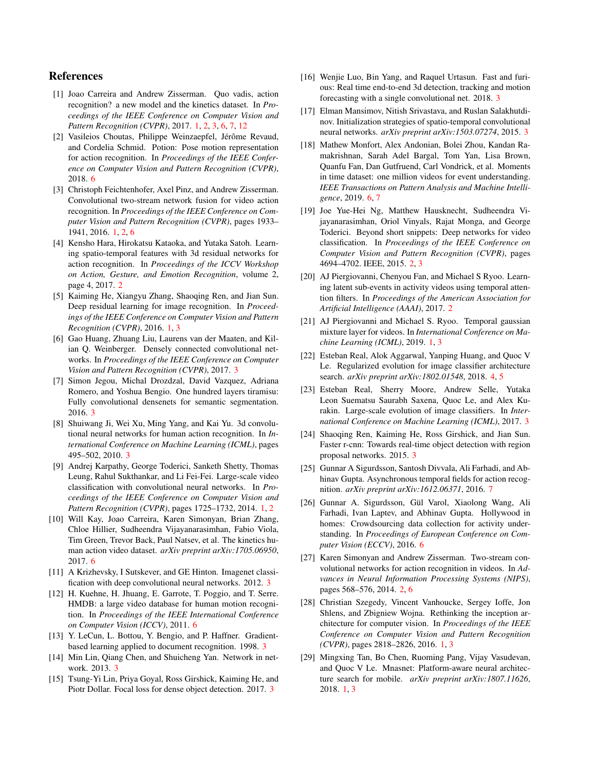# References

[1] Joao Carreira and Andrew Zisserman. Quo vadis, action recognition? a new model and the kinetics dataset. In *Proceedings of the IEEE Conference on Computer Vision and Pattern Recognition (CVPR)*, 2017. 1, 2, 3, 6, 7, 12

[2] Vasileios Choutas, Philippe Weinzaepfel, Jérôme Revaud, and Cordelia Schmid. Potion: Pose motion representation for action recognition. In *Proceedings of the IEEE Conference on Computer Vision and Pattern Recognition (CVPR)*, 2018. 6

[3] Christoph Feichtenhofer, Axel Pinz, and Andrew Zisserman. Convolutional two-stream network fusion for video action recognition. In *Proceedings of the IEEE Conference on Computer Vision and Pattern Recognition (CVPR)*, pages 1933–1941, 2016. 1, 2, 6

[4] Kensho Hara, Hirokatsu Kataoka, and Yutaka Satoh. Learning spatio-temporal features with 3d residual networks for action recognition. In *Proceedings of the ICCV Workshop on Action, Gesture, and Emotion Recognition*, volume 2, page 4, 2017. 2

[5] Kaiming He, Xiangyu Zhang, Shaoqing Ren, and Jian Sun. Deep residual learning for image recognition. In *Proceedings of the IEEE Conference on Computer Vision and Pattern Recognition (CVPR)*, 2016. 1, 3

[6] Gao Huang, Zhuang Liu, Laurens van der Maaten, and Kilian Q. Weinberger. Densely connected convolutional networks. In *Proceedings of the IEEE Conference on Computer Vision and Pattern Recognition (CVPR)*, 2017. 3

[7] Simon Jegou, Michal Drozdzal, David Vazquez, Adriana Romero, and Yoshua Bengio. One hundred layers tiramisu: Fully convolutional densenets for semantic segmentation. 2016. 3

[8] Shuiwang Ji, Wei Xu, Ming Yang, and Kai Yu. 3d convolutional neural networks for human action recognition. In *International Conference on Machine Learning (ICML)*, pages 495–502, 2010. 3

[9] Andrej Karpathy, George Toderici, Sanketh Shetty, Thomas Leung, Rahul Sukthankar, and Li Fei-Fei. Large-scale video classification with convolutional neural networks. In *Proceedings of the IEEE Conference on Computer Vision and Pattern Recognition (CVPR)*, pages 1725–1732, 2014. 1, 2

[10] Will Kay, Joao Carreira, Karen Simonyan, Brian Zhang, Chloe Hillier, Sudheendra Vijayanarasimhan, Fabio Viola, Tim Green, Trevor Back, Paul Natsev, et al. The kinetics human action video dataset. *arXiv preprint arXiv:1705.06950*, 2017. 6

[11] A Krizhevsky, I Sutskever, and GE Hinton. Imagenet classification with deep convolutional neural networks. 2012. 3

[12] H. Kuehne, H. Jhuang, E. Garrote, T. Poggio, and T. Serre. HMDB: a large video database for human motion recognition. In *Proceedings of the IEEE International Conference on Computer Vision (ICCV)*, 2011. 6

[13] Y. LeCun, L. Bottou, Y. Bengio, and P. Haffner. Gradient-based learning applied to document recognition. 1998. 3

[14] Min Lin, Qiang Chen, and Shuicheng Yan. Network in network. 2013. 3

[15] Tsung-Yi Lin, Priya Goyal, Ross Girshick, Kaiming He, and Piotr Dollar. Focal loss for dense object detection. 2017. 3

[16] Wenjie Luo, Bin Yang, and Raquel Urtasun. Fast and furious: Real time end-to-end 3d detection, tracking and motion forecasting with a single convolutional net. 2018. 3

[17] Elman Mansimov, Nitish Srivastava, and Ruslan Salakhutdinov. Initialization strategies of spatio-temporal convolutional neural networks. *arXiv preprint arXiv:1503.07274*, 2015. 3

[18] Mathew Monfort, Alex Andonian, Bolei Zhou, Kandan Ramakrishnan, Sarah Adel Bargal, Tom Yan, Lisa Brown, Quanfu Fan, Dan Gutfruend, Carl Vondrick, et al. Moments in time dataset: one million videos for event understanding. *IEEE Transactions on Pattern Analysis and Machine Intelligence*, 2019. 6, 7

[19] Joe Yue-Hei Ng, Matthew Hausknecht, Sudheendra Vijayanarasimhan, Oriol Vinyals, Rajat Monga, and George Toderici. Beyond short snippets: Deep networks for video classification. In *Proceedings of the IEEE Conference on Computer Vision and Pattern Recognition (CVPR)*, pages 4694–4702. IEEE, 2015. 2, 3

[20] AJ Piergiovanni, Chenyou Fan, and Michael S Ryoo. Learning latent sub-events in activity videos using temporal attention filters. In *Proceedings of the American Association for Artificial Intelligence (AAAI)*, 2017. 2

[21] AJ Piergiovanni and Michael S. Ryoo. Temporal gaussian mixture layer for videos. In *International Conference on Machine Learning (ICML)*, 2019. 1, 3

[22] Esteban Real, Alok Aggarwal, Yanping Huang, and Quoc V Le. Regularized evolution for image classifier architecture search. *arXiv preprint arXiv:1802.01548*, 2018. 4, 5

[23] Esteban Real, Sherry Moore, Andrew Selle, Yutaka Leon Suematsu Saurabh Saxena, Quoc Le, and Alex Kurakin. Large-scale evolution of image classifiers. In *International Conference on Machine Learning (ICML)*, 2017. 3

[24] Shaoqing Ren, Kaiming He, Ross Girshick, and Jian Sun. Faster r-cnn: Towards real-time object detection with region proposal networks. 2015. 3

[25] Gunnar A Sigurdsson, Santosh Divvala, Ali Farhadi, and Abhinav Gupta. Asynchronous temporal fields for action recognition. *arXiv preprint arXiv:1612.06371*, 2016. 7

[26] Gunnar A. Sigurdsson, Gül Varol, Xiaolong Wang, Ali Farhadi, Ivan Laptev, and Abhinav Gupta. Hollywood in homes: Crowdsourcing data collection for activity understanding. In *Proceedings of European Conference on Computer Vision (ECCV)*, 2016. 6

[27] Karen Simonyan and Andrew Zisserman. Two-stream convolutional networks for action recognition in videos. In *Advances in Neural Information Processing Systems (NIPS)*, pages 568–576, 2014. 2, 6

[28] Christian Szegedy, Vincent Vanhoucke, Sergey Ioffe, Jon Shlens, and Zbigniew Wojna. Rethinking the inception architecture for computer vision. In *Proceedings of the IEEE Conference on Computer Vision and Pattern Recognition (CVPR)*, pages 2818–2826, 2016. 1, 3

[29] Mingxing Tan, Bo Chen, Ruoming Pang, Vijay Vasudevan, and Quoc V Le. Mnasnet: Platform-aware neural architecture search for mobile. *arXiv preprint arXiv:1807.11626*, 2018. 1, 3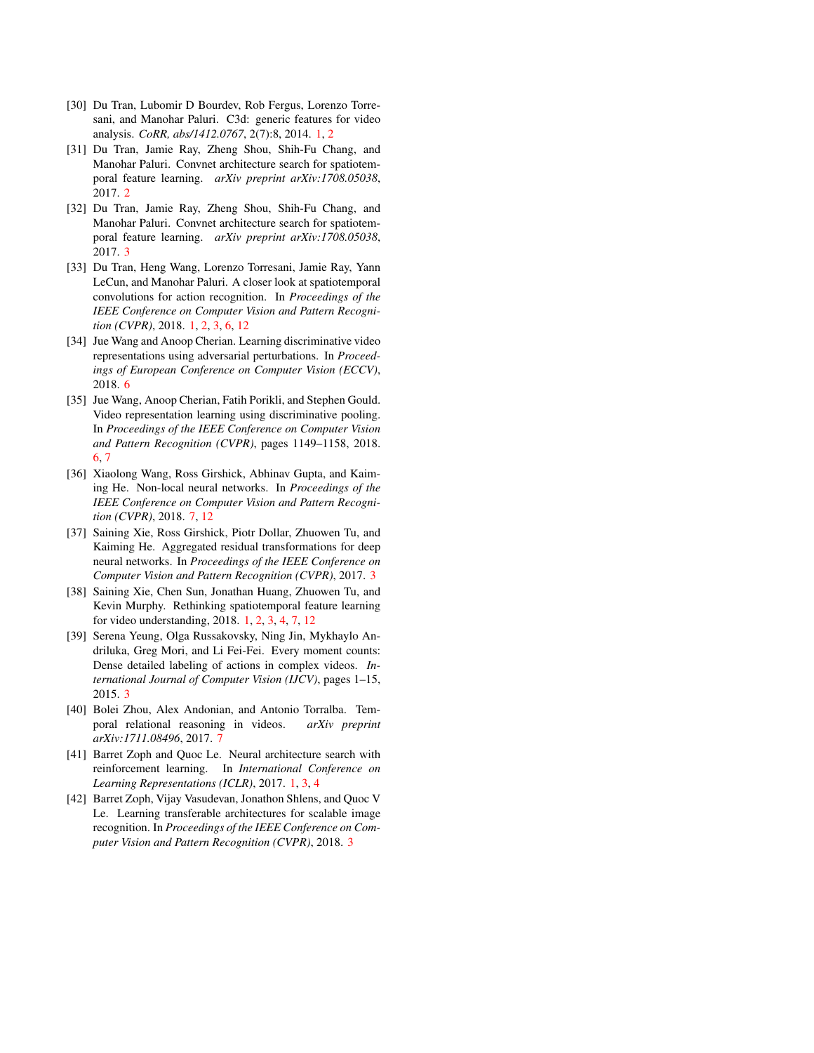[30] Du Tran, Lubomir D Bourdev, Rob Fergus, Lorenzo Torresani, and Manohar Paluri. C3d: generic features for video analysis. *CoRR, abs/1412.0767*, 2(7):8, 2014. 1, 2

[31] Du Tran, Jamie Ray, Zheng Shou, Shih-Fu Chang, and Manohar Paluri. Convnet architecture search for spatiotemporal feature learning. *arXiv preprint arXiv:1708.05038*, 2017. 2

[32] Du Tran, Jamie Ray, Zheng Shou, Shih-Fu Chang, and Manohar Paluri. Convnet architecture search for spatiotemporal feature learning. *arXiv preprint arXiv:1708.05038*, 2017. 3

[33] Du Tran, Heng Wang, Lorenzo Torresani, Jamie Ray, Yann LeCun, and Manohar Paluri. A closer look at spatiotemporal convolutions for action recognition. In *Proceedings of the IEEE Conference on Computer Vision and Pattern Recognition (CVPR)*, 2018. 1, 2, 3, 6, 12

[34] Jue Wang and Anoop Cherian. Learning discriminative video representations using adversarial perturbations. In *Proceedings of European Conference on Computer Vision (ECCV)*, 2018. 6

[35] Jue Wang, Anoop Cherian, Fatih Porikli, and Stephen Gould. Video representation learning using discriminative pooling. In *Proceedings of the IEEE Conference on Computer Vision and Pattern Recognition (CVPR)*, pages 1149–1158, 2018. 6, 7

[36] Xiaolong Wang, Ross Girshick, Abhinav Gupta, and Kaiming He. Non-local neural networks. In *Proceedings of the IEEE Conference on Computer Vision and Pattern Recognition (CVPR)*, 2018. 7, 12

[37] Saining Xie, Ross Girshick, Piotr Dollar, Zhuowen Tu, and Kaiming He. Aggregated residual transformations for deep neural networks. In *Proceedings of the IEEE Conference on Computer Vision and Pattern Recognition (CVPR)*, 2017. 3

[38] Saining Xie, Chen Sun, Jonathan Huang, Zhuowen Tu, and Kevin Murphy. Rethinking spatiotemporal feature learning for video understanding, 2018. 1, 2, 3, 4, 7, 12

[39] Serena Yeung, Olga Russakovsky, Ning Jin, Mykhaylo Andriluka, Greg Mori, and Li Fei-Fei. Every moment counts: Dense detailed labeling of actions in complex videos. *International Journal of Computer Vision (IJCV)*, pages 1–15, 2015. 3

[40] Bolei Zhou, Alex Andonian, and Antonio Torralba. Temporal relational reasoning in videos. *arXiv preprint arXiv:1711.08496*, 2017. 7

[41] Barret Zoph and Quoc Le. Neural architecture search with reinforcement learning. In *International Conference on Learning Representations (ICLR)*, 2017. 1, 3, 4

[42] Barret Zoph, Vijay Vasudevan, Jonathon Shlens, and Quoc V Le. Learning transferable architectures for scalable image recognition. In *Proceedings of the IEEE Conference on Computer Vision and Pattern Recognition (CVPR)*, 2018. 3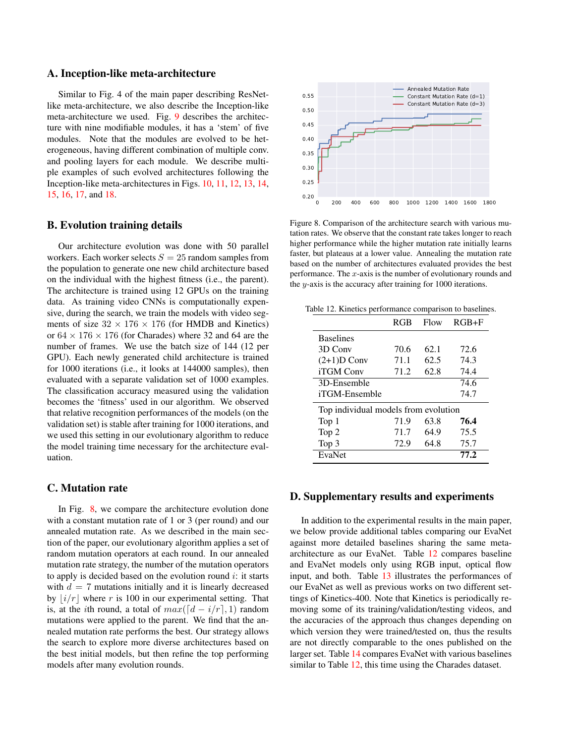## A. Inception-like meta-architecture

Similar to Fig. 4 of the main paper describing ResNet-like meta-architecture, we also describe the Inception-like meta-architecture we used. Fig. 9 describes the architecture with nine modifiable modules, it has a 'stem' of five modules. Note that the modules are evolved to be heterogeneous, having different combination of multiple conv. and pooling layers for each module. We describe multiple examples of such evolved architectures following the Inception-like meta-architectures in Figs. 10, 11, 12, 13, 14, 15, 16, 17, and 18.

## B. Evolution training details

Our architecture evolution was done with 50 parallel workers. Each worker selects $S = 25$ random samples from the population to generate one new child architecture based on the individual with the highest fitness (i.e., the parent). The architecture is trained using 12 GPUs on the training data. As training video CNNs is computationally expensive, during the search, we train the models with video segments of size $32 \times 176 \times 176$ (for HMDB and Kinetics) or $64 \times 176 \times 176$ (for Charades) where 32 and 64 are the number of frames. We use the batch size of 144 (12 per GPU). Each newly generated child architecture is trained for 1000 iterations (i.e., it looks at 144000 samples), then evaluated with a separate validation set of 1000 examples. The classification accuracy measured using the validation becomes the 'fitness' used in our algorithm. We observed that relative recognition performances of the models (on the validation set) is stable after training for 1000 iterations, and we used this setting in our evolutionary algorithm to reduce the model training time necessary for the architecture evaluation.

## C. Mutation rate

In Fig. 8, we compare the architecture evolution done with a constant mutation rate of 1 or 3 (per round) and our annealed mutation rate. As we described in the main section of the paper, our evolutionary algorithm applies a set of random mutation operators at each round. In our annealed mutation rate strategy, the number of the mutation operators to apply is decided based on the evolution round $i$: it starts with $d = 7$ mutations initially and it is linearly decreased by $\lfloor i/r \rfloor$ where $r$ is 100 in our experimental setting. That is, at the $i$th round, a total of $max(\lceil d - i/r \rceil, 1)$ random mutations were applied to the parent. We find that the annealed mutation rate performs the best. Our strategy allows the search to explore more diverse architectures based on the best initial models, but then refine the top performing models after many evolution rounds.

Figure 8. Comparison of the architecture search with various mutation rates. We observe that the constant rate takes longer to reach higher performance while the higher mutation rate initially learns faster, but plateaus at a lower value. Annealing the mutation rate based on the number of architectures evaluated provides the best performance. The $x$-axis is the number of evolutionary rounds and the $y$-axis is the accuracy after training for 1000 iterations.

Table 12. Kinetics performance comparison to baselines.

| | RGB | Flow | RGB+F |
|---|---|---|---|
| Baselines | | | |
| 3D Conv | 70.6 | 62.1 | 72.6 |
| (2+1)D Conv | 71.1 | 62.5 | 74.3 |
| iTGM Conv | 71.2 | 62.8 | 74.4 |
| 3D-Ensemble | | | 74.6 |
| iTGM-Ensemble | | | 74.7 |
| Top individual models from evolution | | | |
| Top 1 | 71.9 | 63.8 | **76.4** |
| Top 2 | 71.7 | 64.9 | 75.5 |
| Top 3 | 72.9 | 64.8 | 75.7 |
| EvaNet | | | **77.2** |

## D. Supplementary results and experiments

In addition to the experimental results in the main paper, we below provide additional tables comparing our EvaNet against more detailed baselines sharing the same meta-architecture as our EvaNet. Table 12 compares baseline and EvaNet models only using RGB input, optical flow input, and both. Table 13 illustrates the performances of our EvaNet as well as previous works on two different settings of Kinetics-400. Note that Kinetics is periodically removing some of its training/validation/testing videos, and the accuracies of the approach thus changes depending on which version they were trained/tested on, thus the results are not directly comparable to the ones published on the larger set. Table 14 compares EvaNet with various baselines similar to Table 12, this time using the Charades dataset.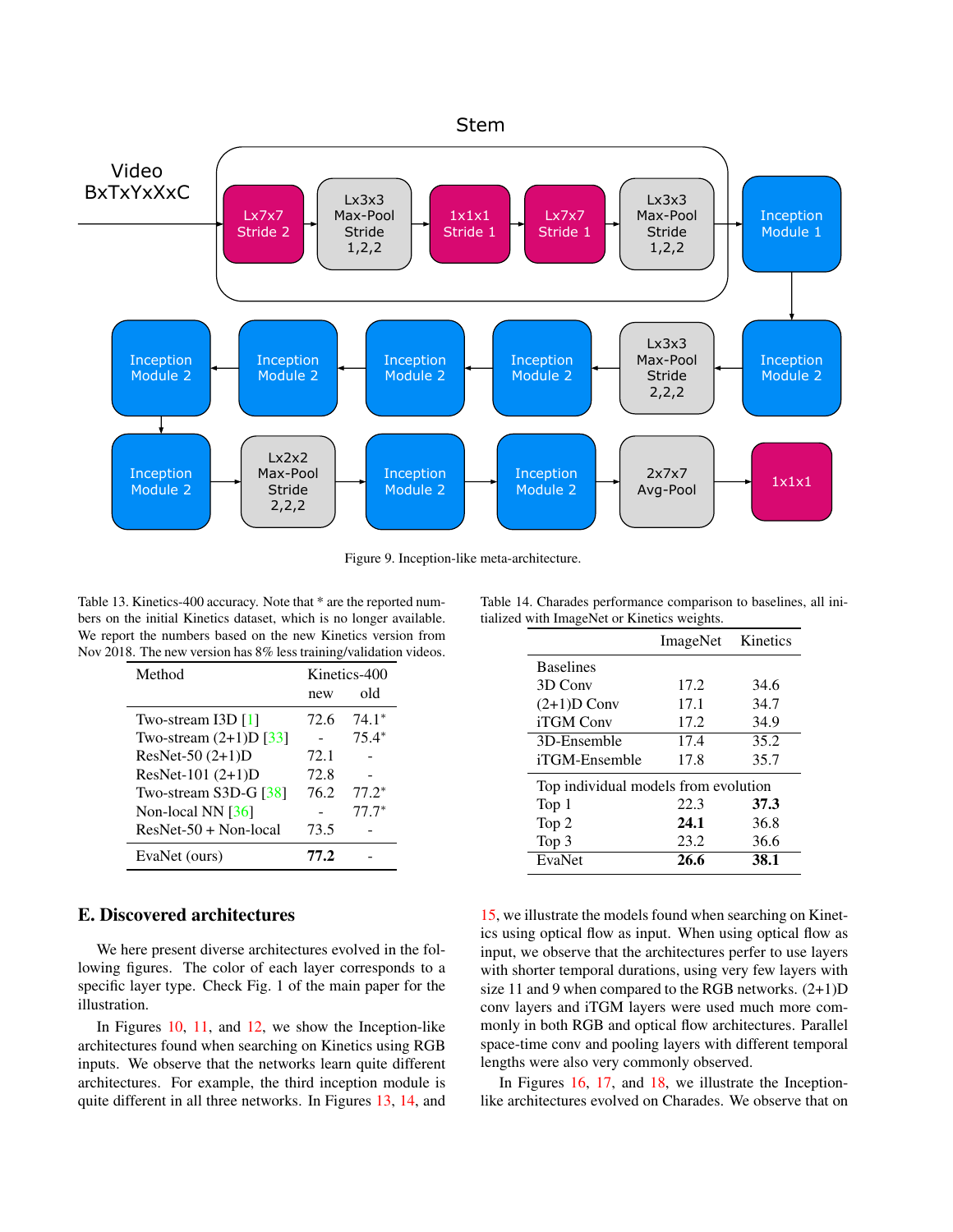Figure 9. Inception-like meta-architecture.

Table 13. Kinetics-400 accuracy. Note that * are the reported numbers on the initial Kinetics dataset, which is no longer available. We report the numbers based on the new Kinetics version from Nov 2018. The new version has 8% less training/validation videos.

| Method | Kinetics-400 | |
|---|---|---|
| | new | old |
| Two-stream I3D [1] | 72.6 | 74.1* |
| Two-stream (2+1)D [33] | - | 75.4* |
| ResNet-50 (2+1)D | 72.1 | - |
| ResNet-101 (2+1)D | 72.8 | - |
| Two-stream S3D-G [38] | 76.2 | 77.2* |
| Non-local NN [36] | - | 77.7* |
| ResNet-50 + Non-local | 73.5 | - |
| EvaNet (ours) | **77.2** | - |

Table 14. Charades performance comparison to baselines, all initialized with ImageNet or Kinetics weights.

| | ImageNet | Kinetics |
|---|---|---|
| Baselines | | |
| 3D Conv | 17.2 | 34.6 |
| (2+1)D Conv | 17.1 | 34.7 |
| iTGM Conv | 17.2 | 34.9 |
| 3D-Ensemble | 17.4 | 35.2 |
| iTGM-Ensemble | 17.8 | 35.7 |
| Top individual models from evolution | | |
| Top 1 | 22.3 | **37.3** |
| Top 2 | **24.1** | 36.8 |
| Top 3 | 23.2 | 36.6 |
| EvaNet | **26.6** | **38.1** |

## E. Discovered architectures

We here present diverse architectures evolved in the following figures. The color of each layer corresponds to a specific layer type. Check Fig. 1 of the main paper for the illustration.

In Figures 10, 11, and 12, we show the Inception-like architectures found when searching on Kinetics using RGB inputs. We observe that the networks learn quite different architectures. For example, the third inception module is quite different in all three networks. In Figures 13, 14, and 15, we illustrate the models found when searching on Kinetics using optical flow as input. When using optical flow as input, we observe that the architectures perfer to use layers with shorter temporal durations, using very few layers with size 11 and 9 when compared to the RGB networks. (2+1)D conv layers and iTGM layers were used much more commonly in both RGB and optical flow architectures. Parallel space-time conv and pooling layers with different temporal lengths were also very commonly observed.

In Figures 16, 17, and 18, we illustrate the Inception-like architectures evolved on Charades. We observe that on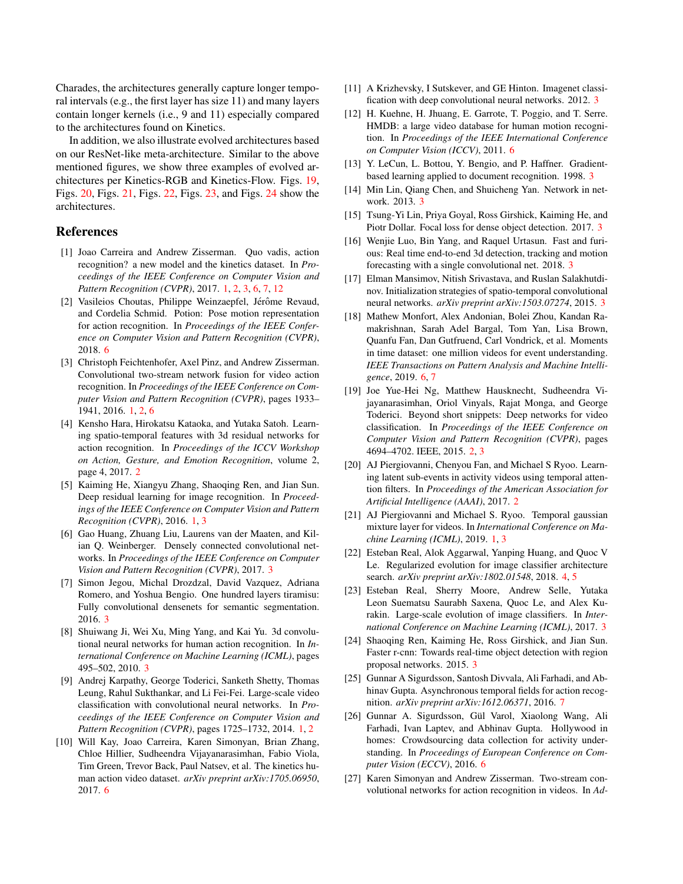Charades, the architectures generally capture longer temporal intervals (e.g., the first layer has size 11) and many layers contain longer kernels (i.e., 9 and 11) especially compared to the architectures found on Kinetics.

In addition, we also illustrate evolved architectures based on our ResNet-like meta-architecture. Similar to the above mentioned figures, we show three examples of evolved architectures per Kinetics-RGB and Kinetics-Flow. Figs. 19, Figs. 20, Figs. 21, Figs. 22, Figs. 23, and Figs. 24 show the architectures.

## References

[1] Joao Carreira and Andrew Zisserman. Quo vadis, action recognition? a new model and the kinetics dataset. In *Proceedings of the IEEE Conference on Computer Vision and Pattern Recognition (CVPR)*, 2017. 1, 2, 3, 6, 7, 12

[2] Vasileios Choutas, Philippe Weinzaepfel, Jérôme Revaud, and Cordelia Schmid. Potion: Pose motion representation for action recognition. In *Proceedings of the IEEE Conference on Computer Vision and Pattern Recognition (CVPR)*, 2018. 6

[3] Christoph Feichtenhofer, Axel Pinz, and Andrew Zisserman. Convolutional two-stream network fusion for video action recognition. In *Proceedings of the IEEE Conference on Computer Vision and Pattern Recognition (CVPR)*, pages 1933–1941, 2016. 1, 2, 6

[4] Kensho Hara, Hirokatsu Kataoka, and Yutaka Satoh. Learning spatio-temporal features with 3d residual networks for action recognition. In *Proceedings of the ICCV Workshop on Action, Gesture, and Emotion Recognition*, volume 2, page 4, 2017. 2

[5] Kaiming He, Xiangyu Zhang, Shaoqing Ren, and Jian Sun. Deep residual learning for image recognition. In *Proceedings of the IEEE Conference on Computer Vision and Pattern Recognition (CVPR)*, 2016. 1, 3

[6] Gao Huang, Zhuang Liu, Laurens van der Maaten, and Kilian Q. Weinberger. Densely connected convolutional networks. In *Proceedings of the IEEE Conference on Computer Vision and Pattern Recognition (CVPR)*, 2017. 3

[7] Simon Jegou, Michal Drozdzal, David Vazquez, Adriana Romero, and Yoshua Bengio. One hundred layers tiramisu: Fully convolutional densenets for semantic segmentation. 2016. 3

[8] Shuiwang Ji, Wei Xu, Ming Yang, and Kai Yu. 3d convolutional neural networks for human action recognition. In *International Conference on Machine Learning (ICML)*, pages 495–502, 2010. 3

[9] Andrej Karpathy, George Toderici, Sanketh Shetty, Thomas Leung, Rahul Sukthankar, and Li Fei-Fei. Large-scale video classification with convolutional neural networks. In *Proceedings of the IEEE Conference on Computer Vision and Pattern Recognition (CVPR)*, pages 1725–1732, 2014. 1, 2

[10] Will Kay, Joao Carreira, Karen Simonyan, Brian Zhang, Chloe Hillier, Sudheendra Vijayanarasimhan, Fabio Viola, Tim Green, Trevor Back, Paul Natsev, et al. The kinetics human action video dataset. *arXiv preprint arXiv:1705.06950*, 2017. 6

[11] A Krizhevsky, I Sutskever, and GE Hinton. Imagenet classification with deep convolutional neural networks. 2012. 3

[12] H. Kuehne, H. Jhuang, E. Garrote, T. Poggio, and T. Serre. HMDB: a large video database for human motion recognition. In *Proceedings of the IEEE International Conference on Computer Vision (ICCV)*, 2011. 6

[13] Y. LeCun, L. Bottou, Y. Bengio, and P. Haffner. Gradient-based learning applied to document recognition. 1998. 3

[14] Min Lin, Qiang Chen, and Shuicheng Yan. Network in network. 2013. 3

[15] Tsung-Yi Lin, Priya Goyal, Ross Girshick, Kaiming He, and Piotr Dollar. Focal loss for dense object detection. 2017. 3

[16] Wenjie Luo, Bin Yang, and Raquel Urtasun. Fast and furious: Real time end-to-end 3d detection, tracking and motion forecasting with a single convolutional net. 2018. 3

[17] Elman Mansimov, Nitish Srivastava, and Ruslan Salakhutdinov. Initialization strategies of spatio-temporal convolutional neural networks. *arXiv preprint arXiv:1503.07274*, 2015. 3

[18] Mathew Monfort, Alex Andonian, Bolei Zhou, Kandan Ramakrishnan, Sarah Adel Bargal, Tom Yan, Lisa Brown, Quanfu Fan, Dan Gutfruend, Carl Vondrick, et al. Moments in time dataset: one million videos for event understanding. *IEEE Transactions on Pattern Analysis and Machine Intelligence*, 2019. 6, 7

[19] Joe Yue-Hei Ng, Matthew Hausknecht, Sudheendra Vijayanarasimhan, Oriol Vinyals, Rajat Monga, and George Toderici. Beyond short snippets: Deep networks for video classification. In *Proceedings of the IEEE Conference on Computer Vision and Pattern Recognition (CVPR)*, pages 4694–4702. IEEE, 2015. 2, 3

[20] AJ Piergiovanni, Chenyou Fan, and Michael S Ryoo. Learning latent sub-events in activity videos using temporal attention filters. In *Proceedings of the American Association for Artificial Intelligence (AAAI)*, 2017. 2

[21] AJ Piergiovanni and Michael S. Ryoo. Temporal gaussian mixture layer for videos. In *International Conference on Machine Learning (ICML)*, 2019. 1, 3

[22] Esteban Real, Alok Aggarwal, Yanping Huang, and Quoc V Le. Regularized evolution for image classifier architecture search. *arXiv preprint arXiv:1802.01548*, 2018. 4, 5

[23] Esteban Real, Sherry Moore, Andrew Selle, Yutaka Leon Suematsu Saurabh Saxena, Quoc Le, and Alex Kurakin. Large-scale evolution of image classifiers. In *International Conference on Machine Learning (ICML)*, 2017. 3

[24] Shaoqing Ren, Kaiming He, Ross Girshick, and Jian Sun. Faster r-cnn: Towards real-time object detection with region proposal networks. 2015. 3

[25] Gunnar A Sigurdsson, Santosh Divvala, Ali Farhadi, and Abhinav Gupta. Asynchronous temporal fields for action recognition. *arXiv preprint arXiv:1612.06371*, 2016. 7

[26] Gunnar A. Sigurdsson, Gül Varol, Xiaolong Wang, Ali Farhadi, Ivan Laptev, and Abhinav Gupta. Hollywood in homes: Crowdsourcing data collection for activity understanding. In *Proceedings of European Conference on Computer Vision (ECCV)*, 2016. 6

[27] Karen Simonyan and Andrew Zisserman. Two-stream convolutional networks for action recognition in videos. In *Ad-*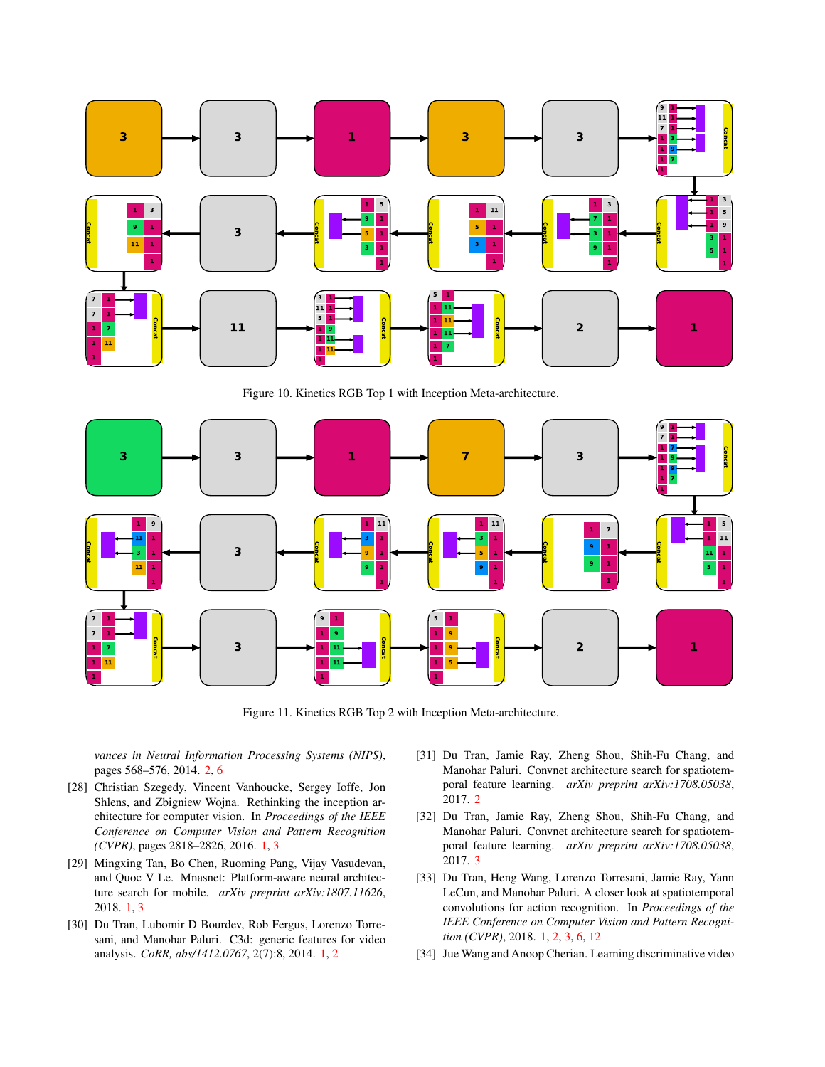Figure 10. Kinetics RGB Top 1 with Inception Meta-architecture.

Figure 11. Kinetics RGB Top 2 with Inception Meta-architecture.

vances in Neural Information Processing Systems (NIPS)*, pages 568–576, 2014. 2, 6

[28] Christian Szegedy, Vincent Vanhoucke, Sergey Ioffe, Jon Shlens, and Zbigniew Wojna. Rethinking the inception architecture for computer vision. In *Proceedings of the IEEE Conference on Computer Vision and Pattern Recognition (CVPR)*, pages 2818–2826, 2016. 1, 3

[29] Mingxing Tan, Bo Chen, Ruoming Pang, Vijay Vasudevan, and Quoc V Le. Mnasnet: Platform-aware neural architecture search for mobile. *arXiv preprint arXiv:1807.11626*, 2018. 1, 3

[30] Du Tran, Lubomir D Bourdev, Rob Fergus, Lorenzo Torresani, and Manohar Paluri. C3d: generic features for video analysis. *CoRR, abs/1412.0767*, 2(7):8, 2014. 1, 2

[31] Du Tran, Jamie Ray, Zheng Shou, Shih-Fu Chang, and Manohar Paluri. Convnet architecture search for spatiotemporal feature learning. *arXiv preprint arXiv:1708.05038*, 2017. 2

[32] Du Tran, Jamie Ray, Zheng Shou, Shih-Fu Chang, and Manohar Paluri. Convnet architecture search for spatiotemporal feature learning. *arXiv preprint arXiv:1708.05038*, 2017. 3

[33] Du Tran, Heng Wang, Lorenzo Torresani, Jamie Ray, Yann LeCun, and Manohar Paluri. A closer look at spatiotemporal convolutions for action recognition. In *Proceedings of the IEEE Conference on Computer Vision and Pattern Recognition (CVPR)*, 2018. 1, 2, 3, 6, 12

[34] Jue Wang and Anoop Cherian. Learning discriminative video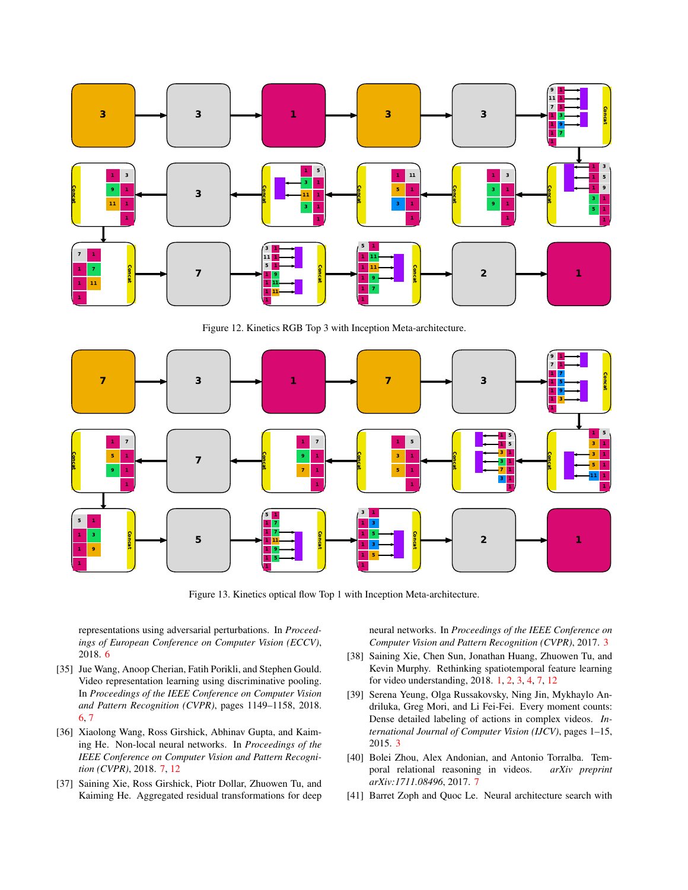Figure 12. Kinetics RGB Top 3 with Inception Meta-architecture.

Figure 13. Kinetics optical flow Top 1 with Inception Meta-architecture.

representations using adversarial perturbations. In *Proceedings of European Conference on Computer Vision (ECCV)*, 2018. 6

[35] Jue Wang, Anoop Cherian, Fatih Porikli, and Stephen Gould. Video representation learning using discriminative pooling. In *Proceedings of the IEEE Conference on Computer Vision and Pattern Recognition (CVPR)*, pages 1149–1158, 2018. 6, 7

[36] Xiaolong Wang, Ross Girshick, Abhinav Gupta, and Kaiming He. Non-local neural networks. In *Proceedings of the IEEE Conference on Computer Vision and Pattern Recognition (CVPR)*, 2018. 7, 12

[37] Saining Xie, Ross Girshick, Piotr Dollar, Zhuowen Tu, and Kaiming He. Aggregated residual transformations for deep neural networks. In *Proceedings of the IEEE Conference on Computer Vision and Pattern Recognition (CVPR)*, 2017. 3

[38] Saining Xie, Chen Sun, Jonathan Huang, Zhuowen Tu, and Kevin Murphy. Rethinking spatiotemporal feature learning for video understanding, 2018. 1, 2, 3, 4, 7, 12

[39] Serena Yeung, Olga Russakovsky, Ning Jin, Mykhaylo Andriluka, Greg Mori, and Li Fei-Fei. Every moment counts: Dense detailed labeling of actions in complex videos. *International Journal of Computer Vision (IJCV)*, pages 1–15, 2015. 3

[40] Bolei Zhou, Alex Andonian, and Antonio Torralba. Temporal relational reasoning in videos. *arXiv preprint arXiv:1711.08496*, 2017. 7

[41] Barret Zoph and Quoc Le. Neural architecture search with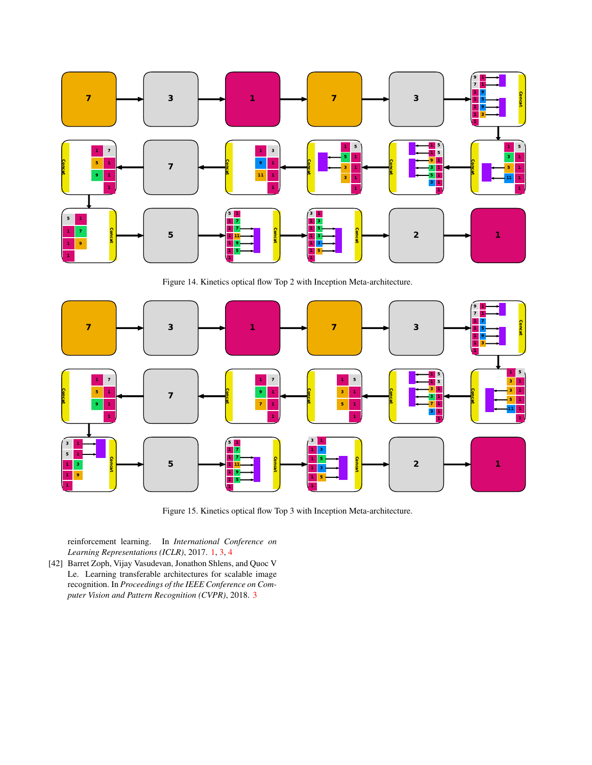Figure 14. Kinetics optical flow Top 2 with Inception Meta-architecture.

Figure 15. Kinetics optical flow Top 3 with Inception Meta-architecture.

reinforcement learning. In *International Conference on Learning Representations (ICLR)*, 2017. 1, 3, 4

[42] Barret Zoph, Vijay Vasudevan, Jonathon Shlens, and Quoc V Le. Learning transferable architectures for scalable image recognition. In *Proceedings of the IEEE Conference on Computer Vision and Pattern Recognition (CVPR)*, 2018. 3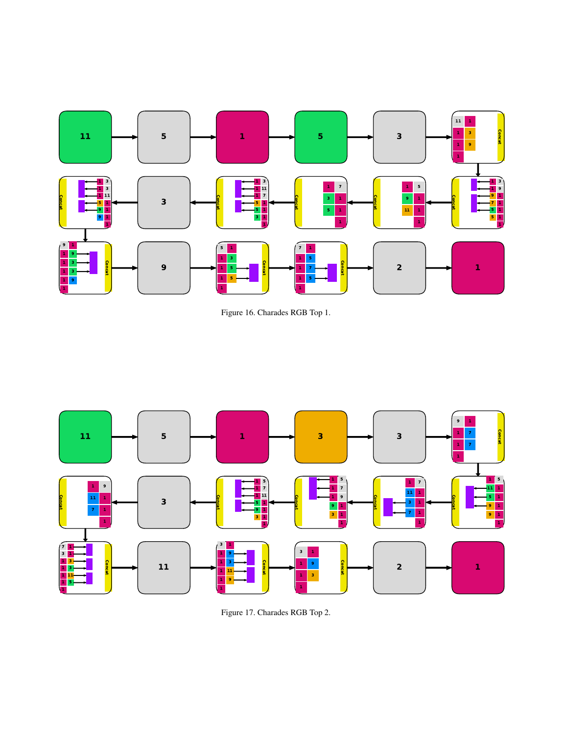Figure 16. Charades RGB Top 1.

Figure 17. Charades RGB Top 2.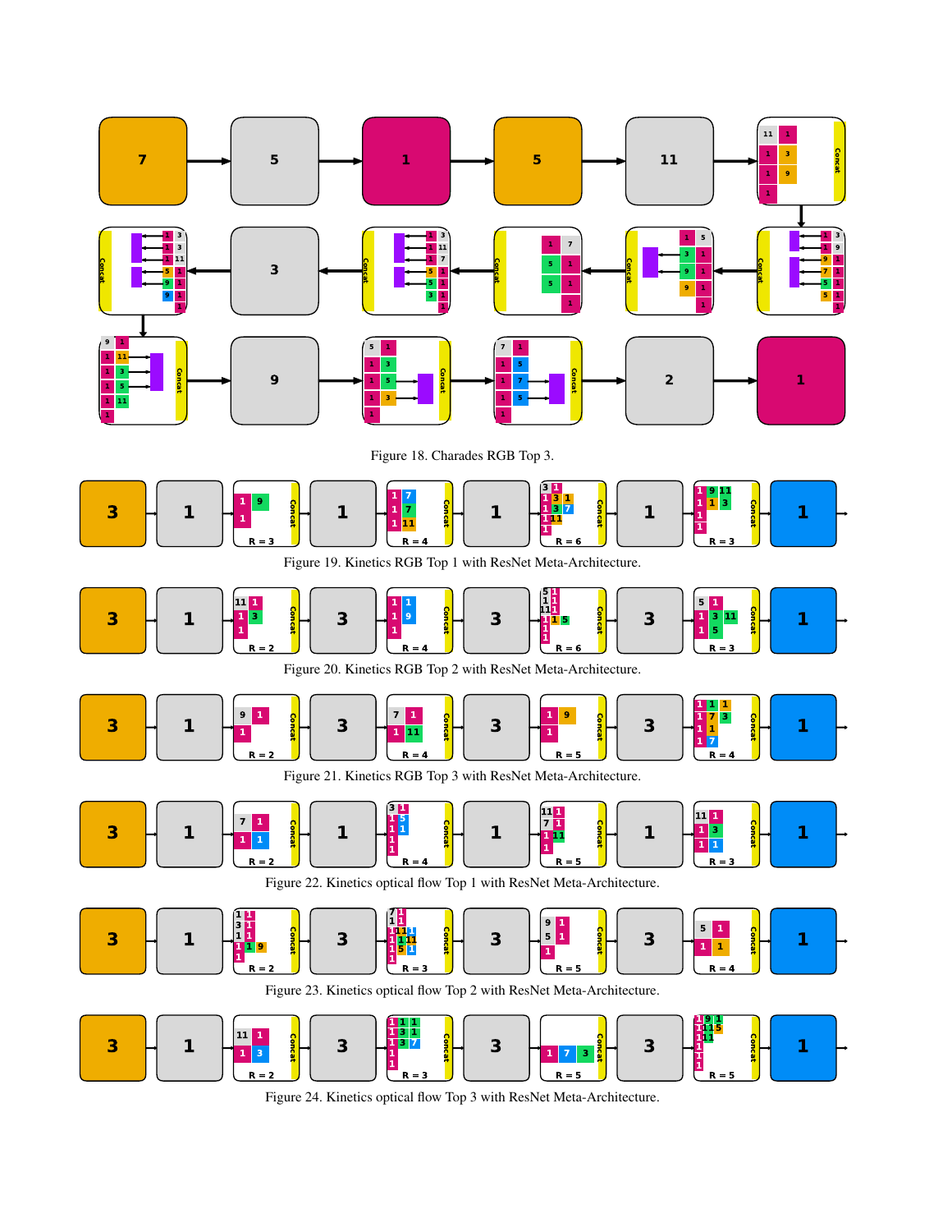Figure 18. Charades RGB Top 3.

Figure 19. Kinetics RGB Top 1 with ResNet Meta-Architecture.

Figure 20. Kinetics RGB Top 2 with ResNet Meta-Architecture.

Figure 21. Kinetics RGB Top 3 with ResNet Meta-Architecture.

Figure 22. Kinetics optical flow Top 1 with ResNet Meta-Architecture.

Figure 23. Kinetics optical flow Top 2 with ResNet Meta-Architecture.

Figure 24. Kinetics optical flow Top 3 with ResNet Meta-Architecture.